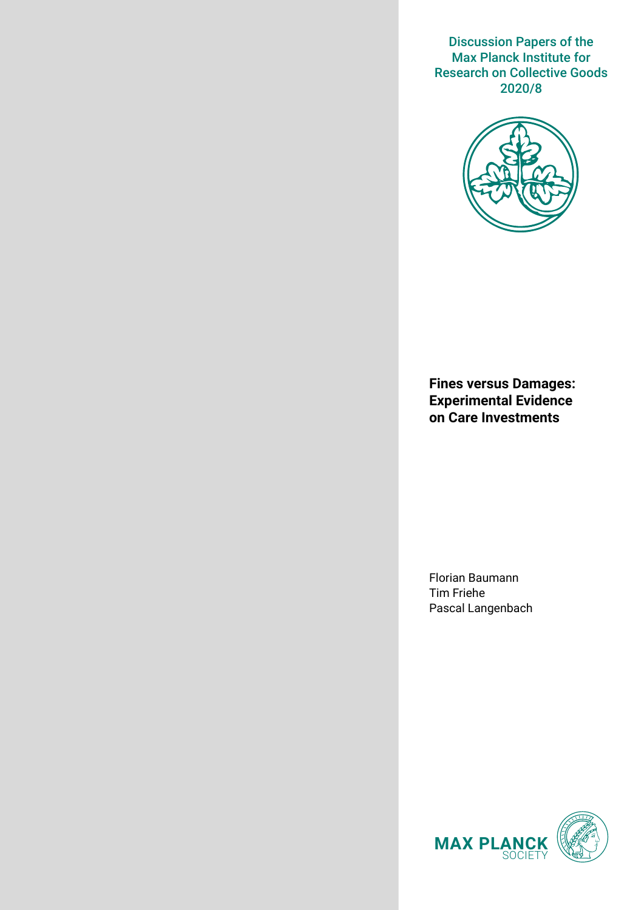Discussion Papers of the Max Planck Institute for Research on Collective Goods 2020/8

# Fines versus Damages: Experimental Evidence on Care Investments

Florian Baumann
Tim Friehe
Pascal Langenbach

MAX PLANCK SOCIETY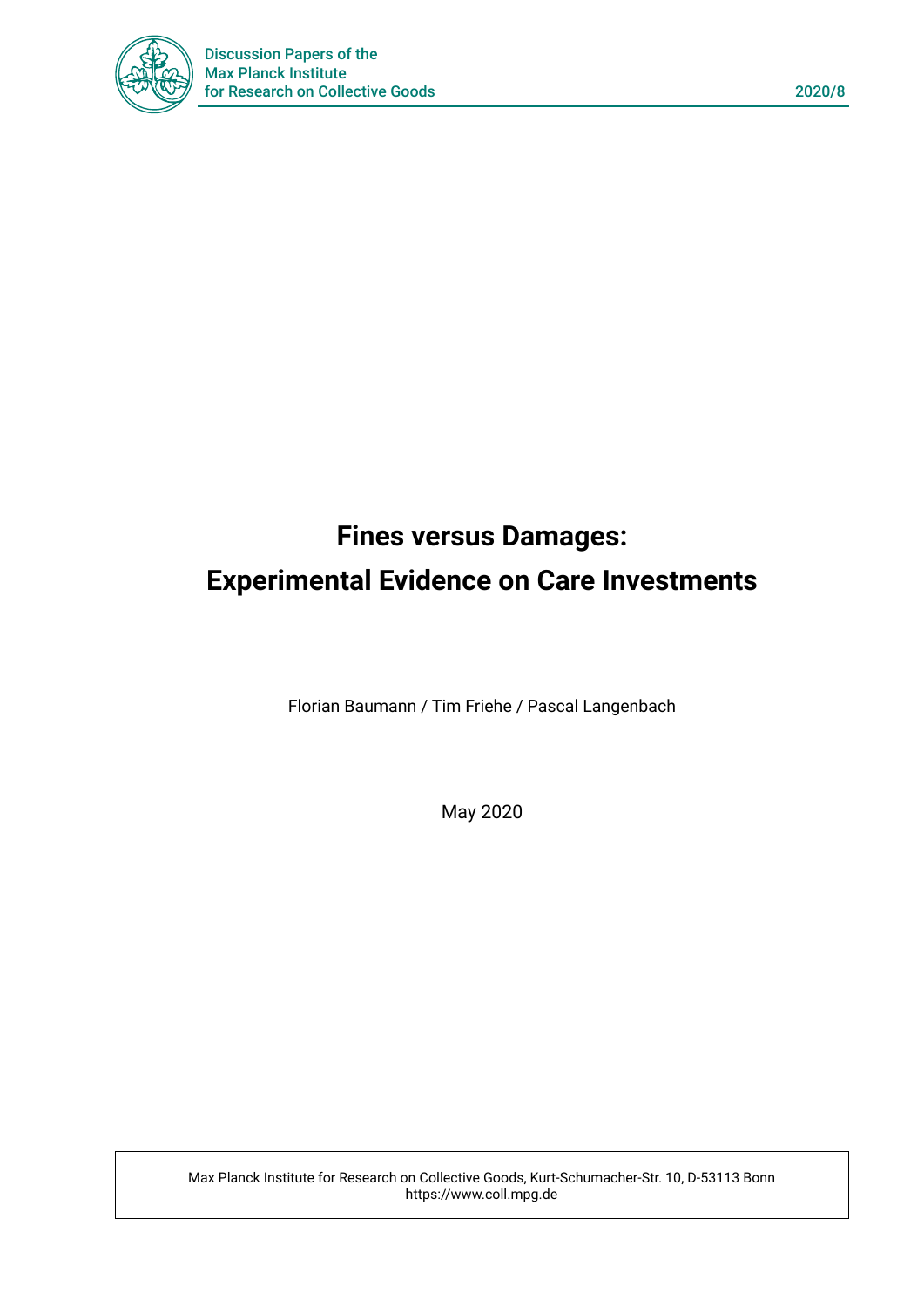# Fines versus Damages: Experimental Evidence on Care Investments

Florian Baumann / Tim Friehe / Pascal Langenbach

May 2020

Max Planck Institute for Research on Collective Goods, Kurt-Schumacher-Str. 10, D-53113 Bonn
https://www.coll.mpg.de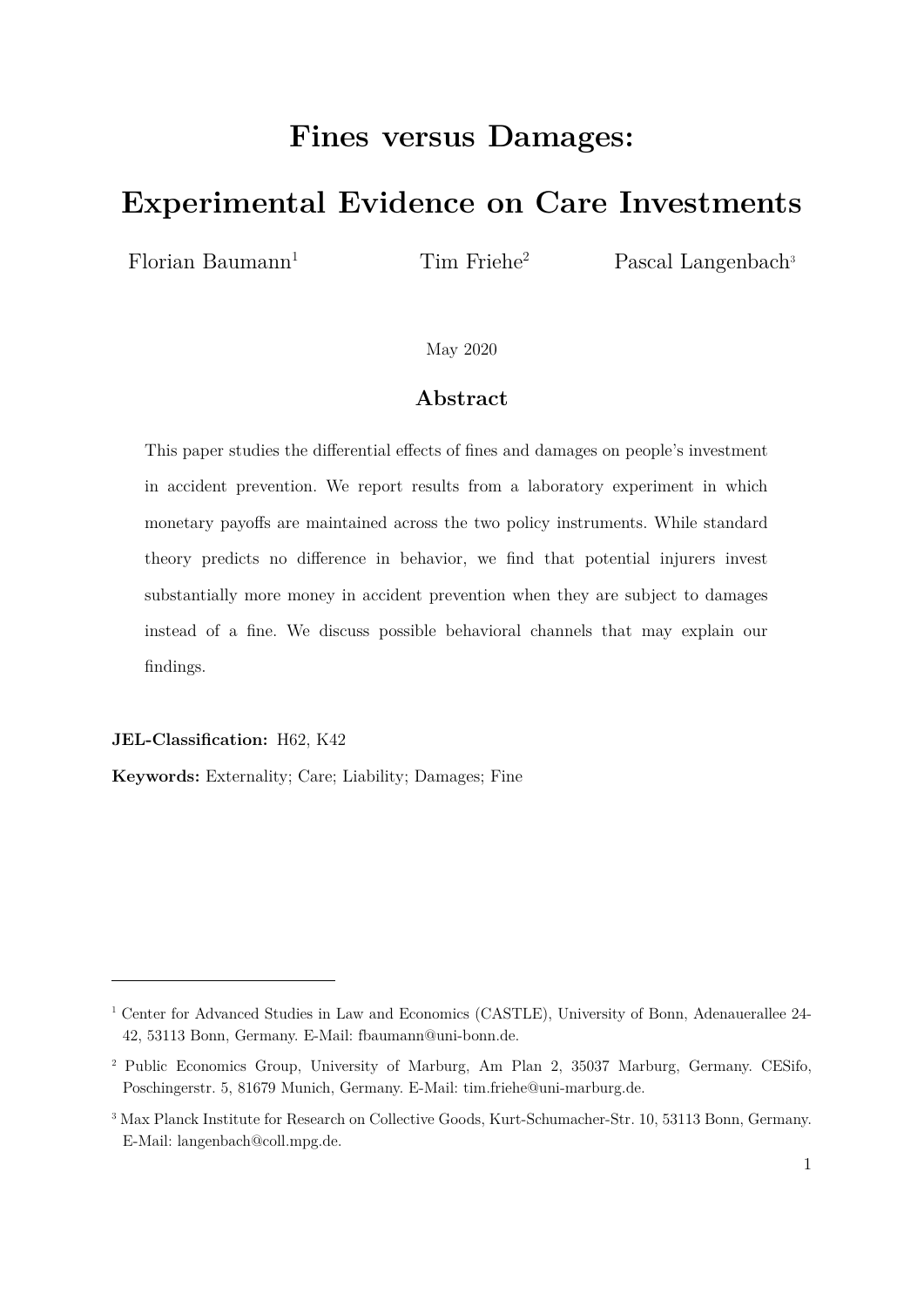# Fines versus Damages:

# Experimental Evidence on Care Investments

Florian Baumann[1] Tim Friehe[2] Pascal Langenbach[3]

May 2020

## Abstract

This paper studies the differential effects of fines and damages on people's investment in accident prevention. We report results from a laboratory experiment in which monetary payoffs are maintained across the two policy instruments. While standard theory predicts no difference in behavior, we find that potential injurers invest substantially more money in accident prevention when they are subject to damages instead of a fine. We discuss possible behavioral channels that may explain our findings.

**JEL-Classification:** H62, K42

**Keywords:** Externality; Care; Liability; Damages; Fine

---

[1] Center for Advanced Studies in Law and Economics (CASTLE), University of Bonn, Adenauerallee 24-42, 53113 Bonn, Germany. E-Mail: fbaumann@uni-bonn.de.

[2] Public Economics Group, University of Marburg, Am Plan 2, 35037 Marburg, Germany. CESifo, Poschingerstr. 5, 81679 Munich, Germany. E-Mail: tim.friehe@uni-marburg.de.

[3] Max Planck Institute for Research on Collective Goods, Kurt-Schumacher-Str. 10, 53113 Bonn, Germany. E-Mail: langenbach@coll.mpg.de.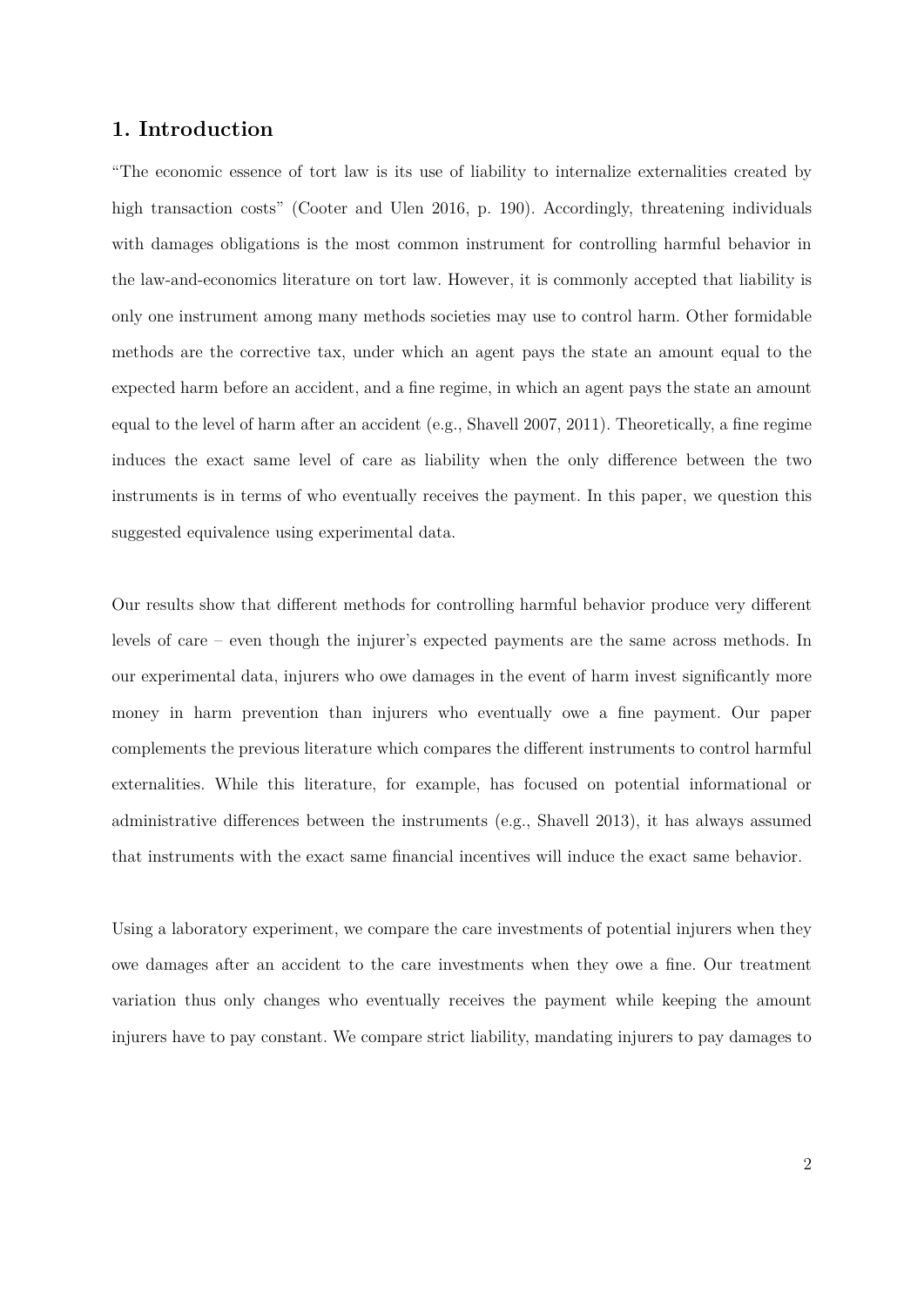## 1. Introduction

"The economic essence of tort law is its use of liability to internalize externalities created by high transaction costs" (Cooter and Ulen 2016, p. 190). Accordingly, threatening individuals with damages obligations is the most common instrument for controlling harmful behavior in the law-and-economics literature on tort law. However, it is commonly accepted that liability is only one instrument among many methods societies may use to control harm. Other formidable methods are the corrective tax, under which an agent pays the state an amount equal to the expected harm before an accident, and a fine regime, in which an agent pays the state an amount equal to the level of harm after an accident (e.g., Shavell 2007, 2011). Theoretically, a fine regime induces the exact same level of care as liability when the only difference between the two instruments is in terms of who eventually receives the payment. In this paper, we question this suggested equivalence using experimental data.

Our results show that different methods for controlling harmful behavior produce very different levels of care – even though the injurer's expected payments are the same across methods. In our experimental data, injurers who owe damages in the event of harm invest significantly more money in harm prevention than injurers who eventually owe a fine payment. Our paper complements the previous literature which compares the different instruments to control harmful externalities. While this literature, for example, has focused on potential informational or administrative differences between the instruments (e.g., Shavell 2013), it has always assumed that instruments with the exact same financial incentives will induce the exact same behavior.

Using a laboratory experiment, we compare the care investments of potential injurers when they owe damages after an accident to the care investments when they owe a fine. Our treatment variation thus only changes who eventually receives the payment while keeping the amount injurers have to pay constant. We compare strict liability, mandating injurers to pay damages to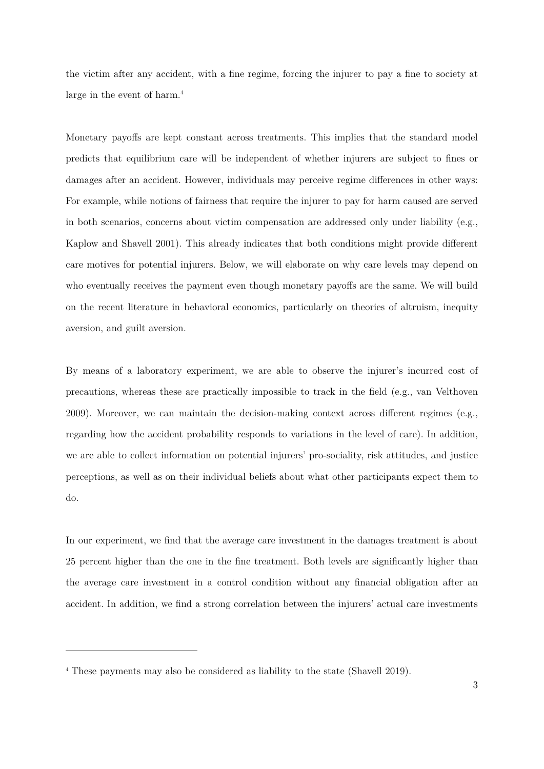the victim after any accident, with a fine regime, forcing the injurer to pay a fine to society at large in the event of harm.[4]

Monetary payoffs are kept constant across treatments. This implies that the standard model predicts that equilibrium care will be independent of whether injurers are subject to fines or damages after an accident. However, individuals may perceive regime differences in other ways: For example, while notions of fairness that require the injurer to pay for harm caused are served in both scenarios, concerns about victim compensation are addressed only under liability (e.g., Kaplow and Shavell 2001). This already indicates that both conditions might provide different care motives for potential injurers. Below, we will elaborate on why care levels may depend on who eventually receives the payment even though monetary payoffs are the same. We will build on the recent literature in behavioral economics, particularly on theories of altruism, inequity aversion, and guilt aversion.

By means of a laboratory experiment, we are able to observe the injurer's incurred cost of precautions, whereas these are practically impossible to track in the field (e.g., van Velthoven 2009). Moreover, we can maintain the decision-making context across different regimes (e.g., regarding how the accident probability responds to variations in the level of care). In addition, we are able to collect information on potential injurers' pro-sociality, risk attitudes, and justice perceptions, as well as on their individual beliefs about what other participants expect them to do.

In our experiment, we find that the average care investment in the damages treatment is about 25 percent higher than the one in the fine treatment. Both levels are significantly higher than the average care investment in a control condition without any financial obligation after an accident. In addition, we find a strong correlation between the injurers' actual care investments

[4] These payments may also be considered as liability to the state (Shavell 2019).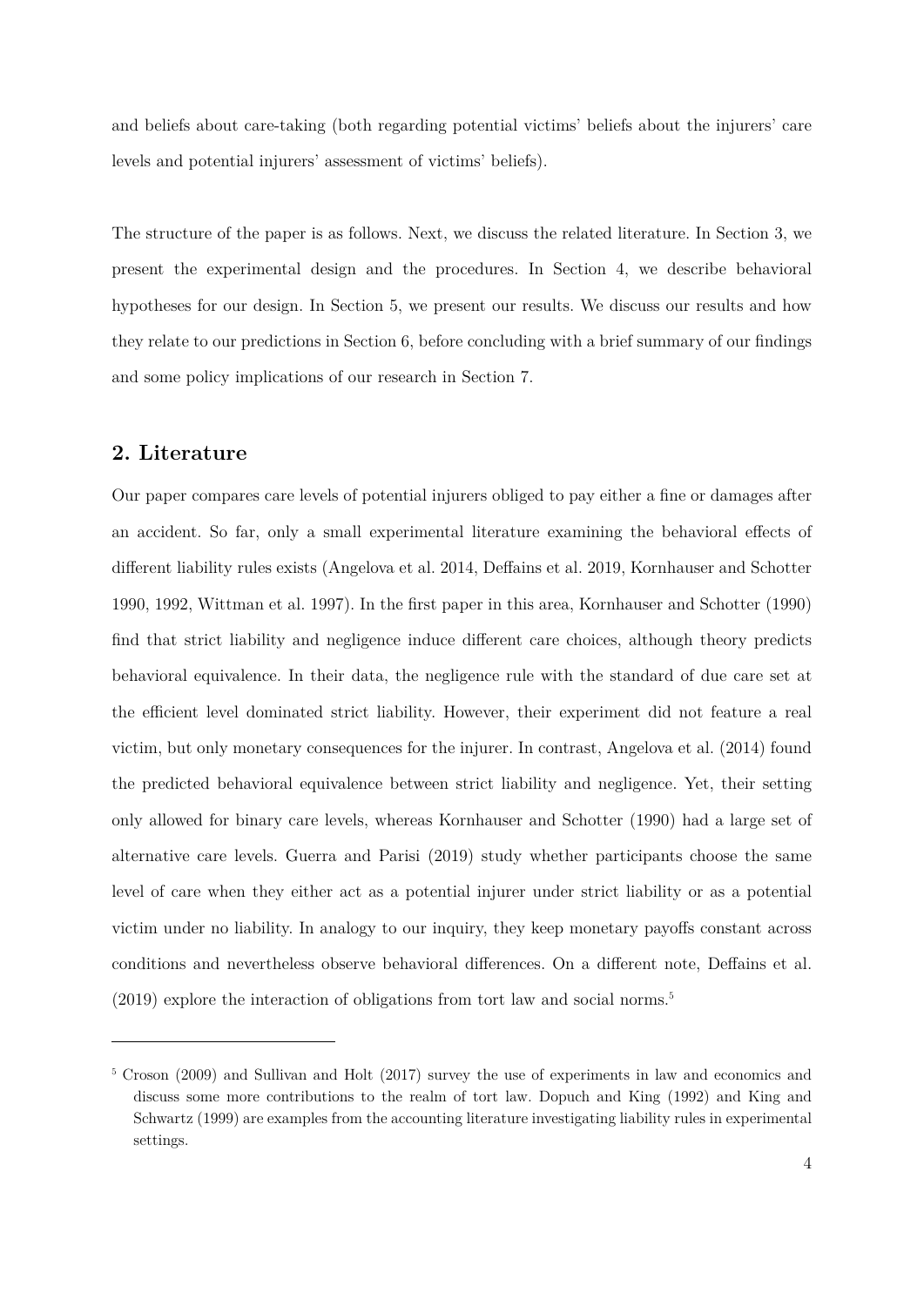and beliefs about care-taking (both regarding potential victims' beliefs about the injurers' care levels and potential injurers' assessment of victims' beliefs).

The structure of the paper is as follows. Next, we discuss the related literature. In Section 3, we present the experimental design and the procedures. In Section 4, we describe behavioral hypotheses for our design. In Section 5, we present our results. We discuss our results and how they relate to our predictions in Section 6, before concluding with a brief summary of our findings and some policy implications of our research in Section 7.

## 2. Literature

Our paper compares care levels of potential injurers obliged to pay either a fine or damages after an accident. So far, only a small experimental literature examining the behavioral effects of different liability rules exists (Angelova et al. 2014, Deffains et al. 2019, Kornhauser and Schotter 1990, 1992, Wittman et al. 1997). In the first paper in this area, Kornhauser and Schotter (1990) find that strict liability and negligence induce different care choices, although theory predicts behavioral equivalence. In their data, the negligence rule with the standard of due care set at the efficient level dominated strict liability. However, their experiment did not feature a real victim, but only monetary consequences for the injurer. In contrast, Angelova et al. (2014) found the predicted behavioral equivalence between strict liability and negligence. Yet, their setting only allowed for binary care levels, whereas Kornhauser and Schotter (1990) had a large set of alternative care levels. Guerra and Parisi (2019) study whether participants choose the same level of care when they either act as a potential injurer under strict liability or as a potential victim under no liability. In analogy to our inquiry, they keep monetary payoffs constant across conditions and nevertheless observe behavioral differences. On a different note, Deffains et al. (2019) explore the interaction of obligations from tort law and social norms.[5]

[5] Croson (2009) and Sullivan and Holt (2017) survey the use of experiments in law and economics and discuss some more contributions to the realm of tort law. Dopuch and King (1992) and King and Schwartz (1999) are examples from the accounting literature investigating liability rules in experimental settings.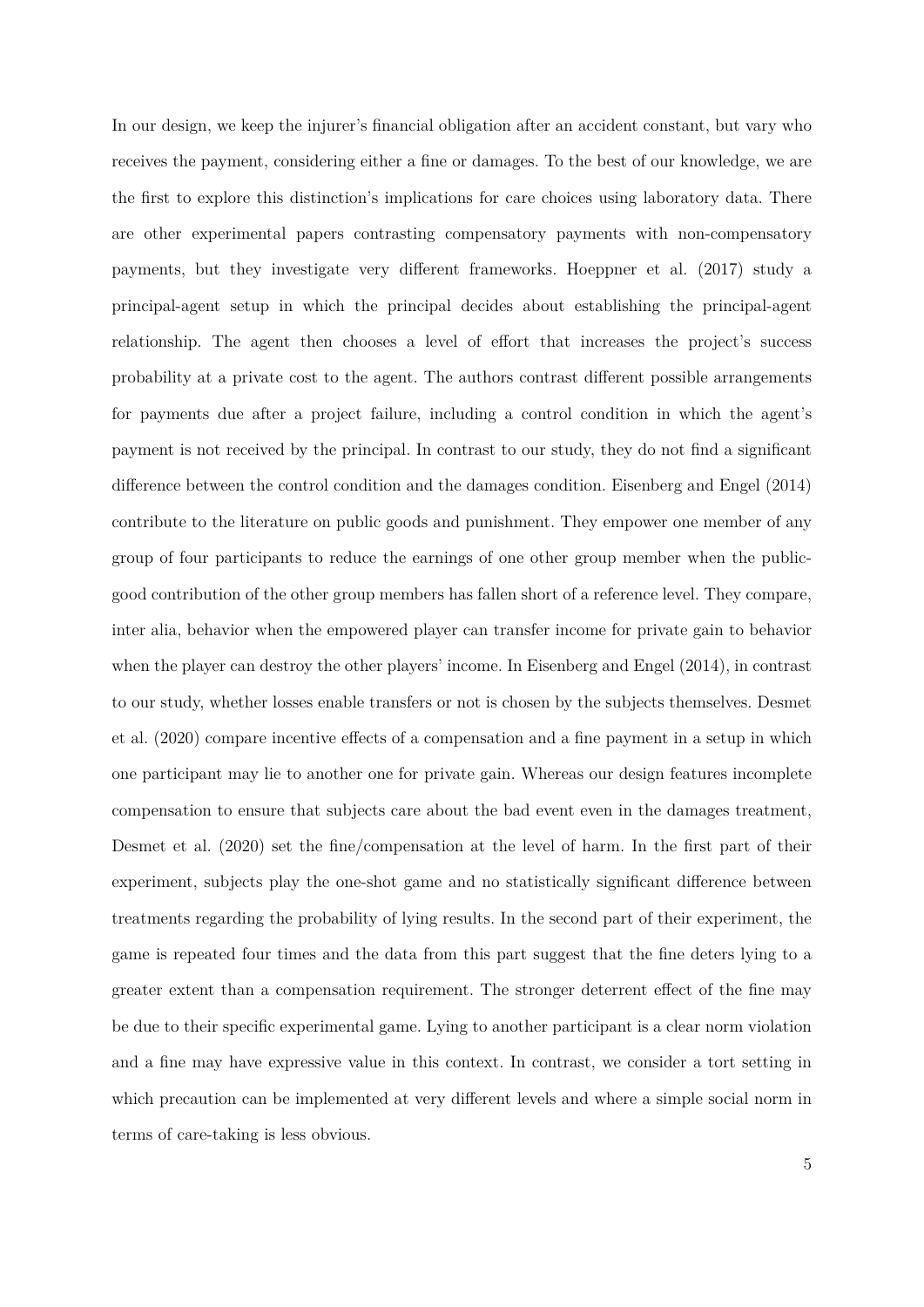In our design, we keep the injurer's financial obligation after an accident constant, but vary who receives the payment, considering either a fine or damages. To the best of our knowledge, we are the first to explore this distinction's implications for care choices using laboratory data. There are other experimental papers contrasting compensatory payments with non-compensatory payments, but they investigate very different frameworks. Hoeppner et al. (2017) study a principal-agent setup in which the principal decides about establishing the principal-agent relationship. The agent then chooses a level of effort that increases the project's success probability at a private cost to the agent. The authors contrast different possible arrangements for payments due after a project failure, including a control condition in which the agent's payment is not received by the principal. In contrast to our study, they do not find a significant difference between the control condition and the damages condition. Eisenberg and Engel (2014) contribute to the literature on public goods and punishment. They empower one member of any group of four participants to reduce the earnings of one other group member when the public-good contribution of the other group members has fallen short of a reference level. They compare, inter alia, behavior when the empowered player can transfer income for private gain to behavior when the player can destroy the other players' income. In Eisenberg and Engel (2014), in contrast to our study, whether losses enable transfers or not is chosen by the subjects themselves. Desmet et al. (2020) compare incentive effects of a compensation and a fine payment in a setup in which one participant may lie to another one for private gain. Whereas our design features incomplete compensation to ensure that subjects care about the bad event even in the damages treatment, Desmet et al. (2020) set the fine/compensation at the level of harm. In the first part of their experiment, subjects play the one-shot game and no statistically significant difference between treatments regarding the probability of lying results. In the second part of their experiment, the game is repeated four times and the data from this part suggest that the fine deters lying to a greater extent than a compensation requirement. The stronger deterrent effect of the fine may be due to their specific experimental game. Lying to another participant is a clear norm violation and a fine may have expressive value in this context. In contrast, we consider a tort setting in which precaution can be implemented at very different levels and where a simple social norm in terms of care-taking is less obvious.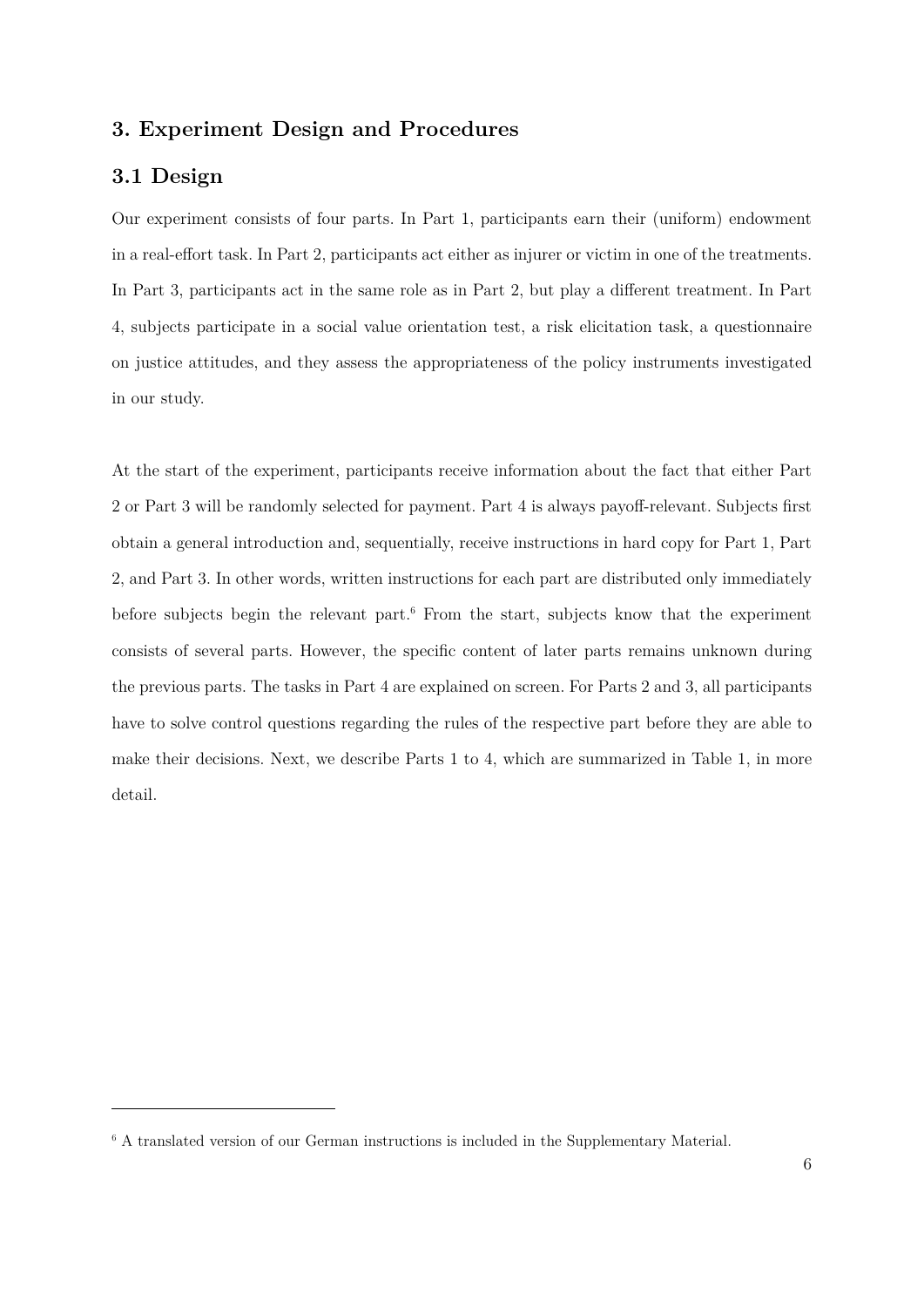## 3. Experiment Design and Procedures

### 3.1 Design

Our experiment consists of four parts. In Part 1, participants earn their (uniform) endowment in a real-effort task. In Part 2, participants act either as injurer or victim in one of the treatments. In Part 3, participants act in the same role as in Part 2, but play a different treatment. In Part 4, subjects participate in a social value orientation test, a risk elicitation task, a questionnaire on justice attitudes, and they assess the appropriateness of the policy instruments investigated in our study.

At the start of the experiment, participants receive information about the fact that either Part 2 or Part 3 will be randomly selected for payment. Part 4 is always payoff-relevant. Subjects first obtain a general introduction and, sequentially, receive instructions in hard copy for Part 1, Part 2, and Part 3. In other words, written instructions for each part are distributed only immediately before subjects begin the relevant part.[6] From the start, subjects know that the experiment consists of several parts. However, the specific content of later parts remains unknown during the previous parts. The tasks in Part 4 are explained on screen. For Parts 2 and 3, all participants have to solve control questions regarding the rules of the respective part before they are able to make their decisions. Next, we describe Parts 1 to 4, which are summarized in Table 1, in more detail.

---

[6] A translated version of our German instructions is included in the Supplementary Material.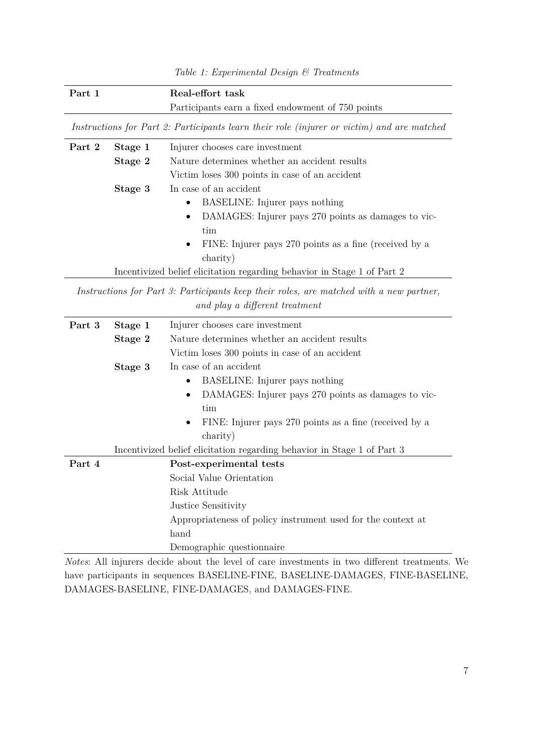*Table 1: Experimental Design & Treatments*

| | | |
|---|---|---|
| **Part 1** | | **Real-effort task** |
| | | Participants earn a fixed endowment of 750 points |
| *Instructions for Part 2: Participants learn their role (injurer or victim) and are matched* | | |
| **Part 2** | **Stage 1** | Injurer chooses care investment |
| | **Stage 2** | Nature determines whether an accident results |
| | | Victim loses 300 points in case of an accident |
| | **Stage 3** | In case of an accident |
| | | • BASELINE: Injurer pays nothing |
| | | • DAMAGES: Injurer pays 270 points as damages to victim |
| | | • FINE: Injurer pays 270 points as a fine (received by a charity) |
| | Incentivized belief elicitation regarding behavior in Stage 1 of Part 2 | |
| *Instructions for Part 3: Participants keep their roles, are matched with a new partner, and play a different treatment* | | |
| **Part 3** | **Stage 1** | Injurer chooses care investment |
| | **Stage 2** | Nature determines whether an accident results |
| | | Victim loses 300 points in case of an accident |
| | **Stage 3** | In case of an accident |
| | | • BASELINE: Injurer pays nothing |
| | | • DAMAGES: Injurer pays 270 points as damages to victim |
| | | • FINE: Injurer pays 270 points as a fine (received by a charity) |
| | Incentivized belief elicitation regarding behavior in Stage 1 of Part 3 | |
| **Part 4** | | **Post-experimental tests** |
| | | Social Value Orientation |
| | | Risk Attitude |
| | | Justice Sensitivity |
| | | Appropriateness of policy instrument used for the context at hand |
| | | Demographic questionnaire |

*Notes*: All injurers decide about the level of care investments in two different treatments. We have participants in sequences BASELINE-FINE, BASELINE-DAMAGES, FINE-BASELINE, DAMAGES-BASELINE, FINE-DAMAGES, and DAMAGES-FINE.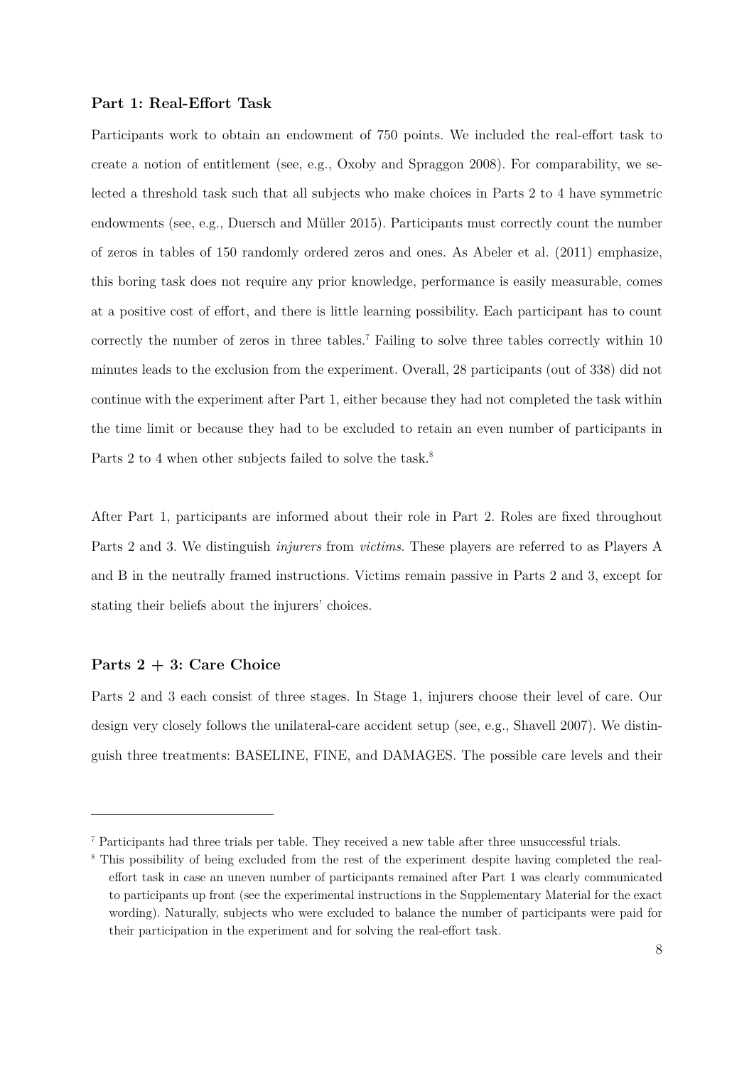**Part 1: Real-Effort Task**

Participants work to obtain an endowment of 750 points. We included the real-effort task to create a notion of entitlement (see, e.g., Oxoby and Spraggon 2008). For comparability, we selected a threshold task such that all subjects who make choices in Parts 2 to 4 have symmetric endowments (see, e.g., Duersch and Müller 2015). Participants must correctly count the number of zeros in tables of 150 randomly ordered zeros and ones. As Abeler et al. (2011) emphasize, this boring task does not require any prior knowledge, performance is easily measurable, comes at a positive cost of effort, and there is little learning possibility. Each participant has to count correctly the number of zeros in three tables.[7] Failing to solve three tables correctly within 10 minutes leads to the exclusion from the experiment. Overall, 28 participants (out of 338) did not continue with the experiment after Part 1, either because they had not completed the task within the time limit or because they had to be excluded to retain an even number of participants in Parts 2 to 4 when other subjects failed to solve the task.[8]

After Part 1, participants are informed about their role in Part 2. Roles are fixed throughout Parts 2 and 3. We distinguish *injurers* from *victims*. These players are referred to as Players A and B in the neutrally framed instructions. Victims remain passive in Parts 2 and 3, except for stating their beliefs about the injurers' choices.

**Parts 2 + 3: Care Choice**

Parts 2 and 3 each consist of three stages. In Stage 1, injurers choose their level of care. Our design very closely follows the unilateral-care accident setup (see, e.g., Shavell 2007). We distinguish three treatments: BASELINE, FINE, and DAMAGES. The possible care levels and their

---

[7] Participants had three trials per table. They received a new table after three unsuccessful trials.

[8] This possibility of being excluded from the rest of the experiment despite having completed the real-effort task in case an uneven number of participants remained after Part 1 was clearly communicated to participants up front (see the experimental instructions in the Supplementary Material for the exact wording). Naturally, subjects who were excluded to balance the number of participants were paid for their participation in the experiment and for solving the real-effort task.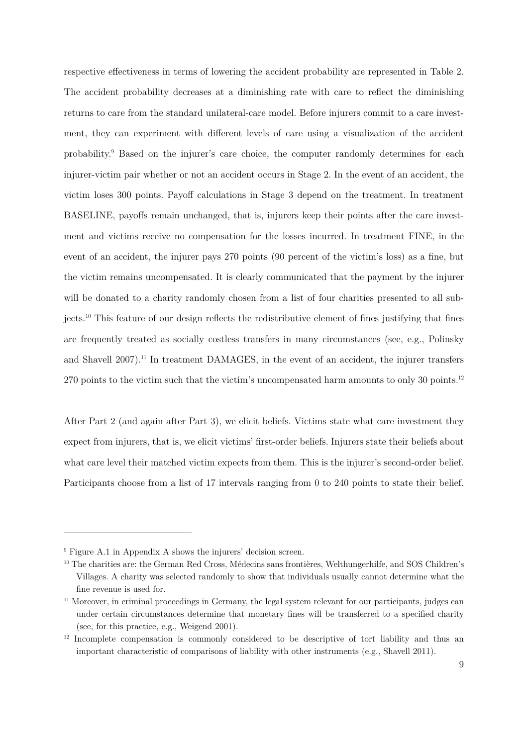respective effectiveness in terms of lowering the accident probability are represented in Table 2. The accident probability decreases at a diminishing rate with care to reflect the diminishing returns to care from the standard unilateral-care model. Before injurers commit to a care investment, they can experiment with different levels of care using a visualization of the accident probability.[9] Based on the injurer's care choice, the computer randomly determines for each injurer-victim pair whether or not an accident occurs in Stage 2. In the event of an accident, the victim loses 300 points. Payoff calculations in Stage 3 depend on the treatment. In treatment BASELINE, payoffs remain unchanged, that is, injurers keep their points after the care investment and victims receive no compensation for the losses incurred. In treatment FINE, in the event of an accident, the injurer pays 270 points (90 percent of the victim's loss) as a fine, but the victim remains uncompensated. It is clearly communicated that the payment by the injurer will be donated to a charity randomly chosen from a list of four charities presented to all subjects.[10] This feature of our design reflects the redistributive element of fines justifying that fines are frequently treated as socially costless transfers in many circumstances (see, e.g., Polinsky and Shavell 2007).[11] In treatment DAMAGES, in the event of an accident, the injurer transfers 270 points to the victim such that the victim's uncompensated harm amounts to only 30 points.[12]

After Part 2 (and again after Part 3), we elicit beliefs. Victims state what care investment they expect from injurers, that is, we elicit victims' first-order beliefs. Injurers state their beliefs about what care level their matched victim expects from them. This is the injurer's second-order belief. Participants choose from a list of 17 intervals ranging from 0 to 240 points to state their belief.

---

[9] Figure A.1 in Appendix A shows the injurers' decision screen.

[10] The charities are: the German Red Cross, Médecins sans frontières, Welthungerhilfe, and SOS Children's Villages. A charity was selected randomly to show that individuals usually cannot determine what the fine revenue is used for.

[11] Moreover, in criminal proceedings in Germany, the legal system relevant for our participants, judges can under certain circumstances determine that monetary fines will be transferred to a specified charity (see, for this practice, e.g., Weigend 2001).

[12] Incomplete compensation is commonly considered to be descriptive of tort liability and thus an important characteristic of comparisons of liability with other instruments (e.g., Shavell 2011).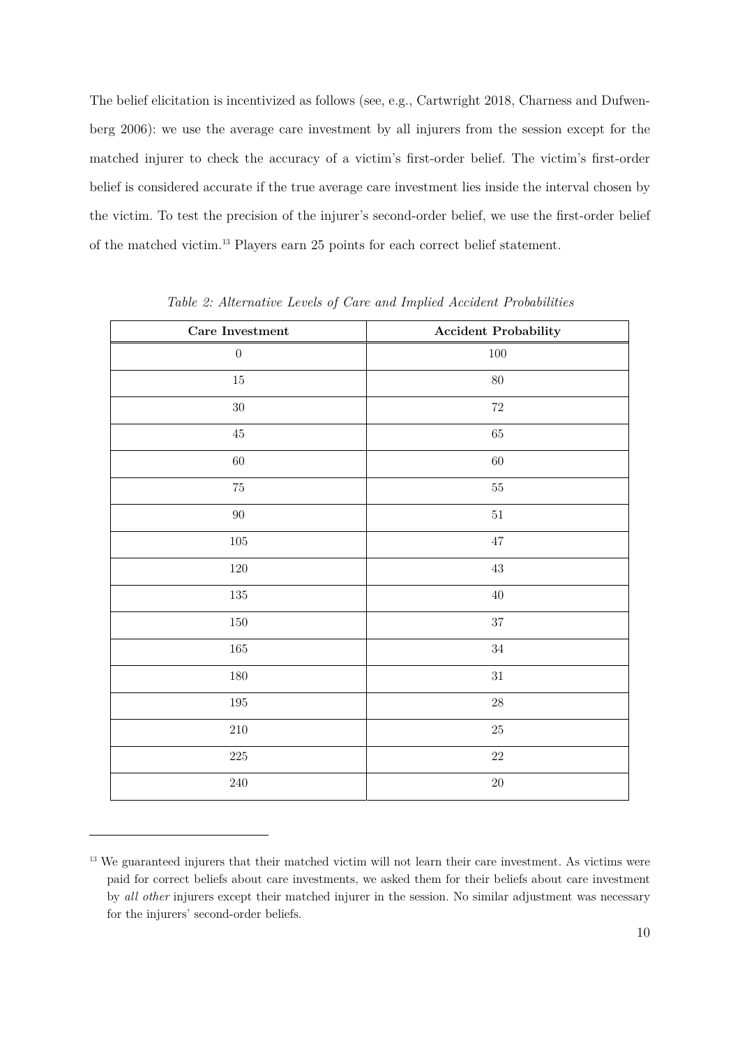The belief elicitation is incentivized as follows (see, e.g., Cartwright 2018, Charness and Dufwenberg 2006): we use the average care investment by all injurers from the session except for the matched injurer to check the accuracy of a victim's first-order belief. The victim's first-order belief is considered accurate if the true average care investment lies inside the interval chosen by the victim. To test the precision of the injurer's second-order belief, we use the first-order belief of the matched victim.[13] Players earn 25 points for each correct belief statement.

*Table 2: Alternative Levels of Care and Implied Accident Probabilities*

| **Care Investment** | **Accident Probability** |
|---|---|
| 0 | 100 |
| 15 | 80 |
| 30 | 72 |
| 45 | 65 |
| 60 | 60 |
| 75 | 55 |
| 90 | 51 |
| 105 | 47 |
| 120 | 43 |
| 135 | 40 |
| 150 | 37 |
| 165 | 34 |
| 180 | 31 |
| 195 | 28 |
| 210 | 25 |
| 225 | 22 |
| 240 | 20 |

[13] We guaranteed injurers that their matched victim will not learn their care investment. As victims were paid for correct beliefs about care investments, we asked them for their beliefs about care investment by *all other* injurers except their matched injurer in the session. No similar adjustment was necessary for the injurers' second-order beliefs.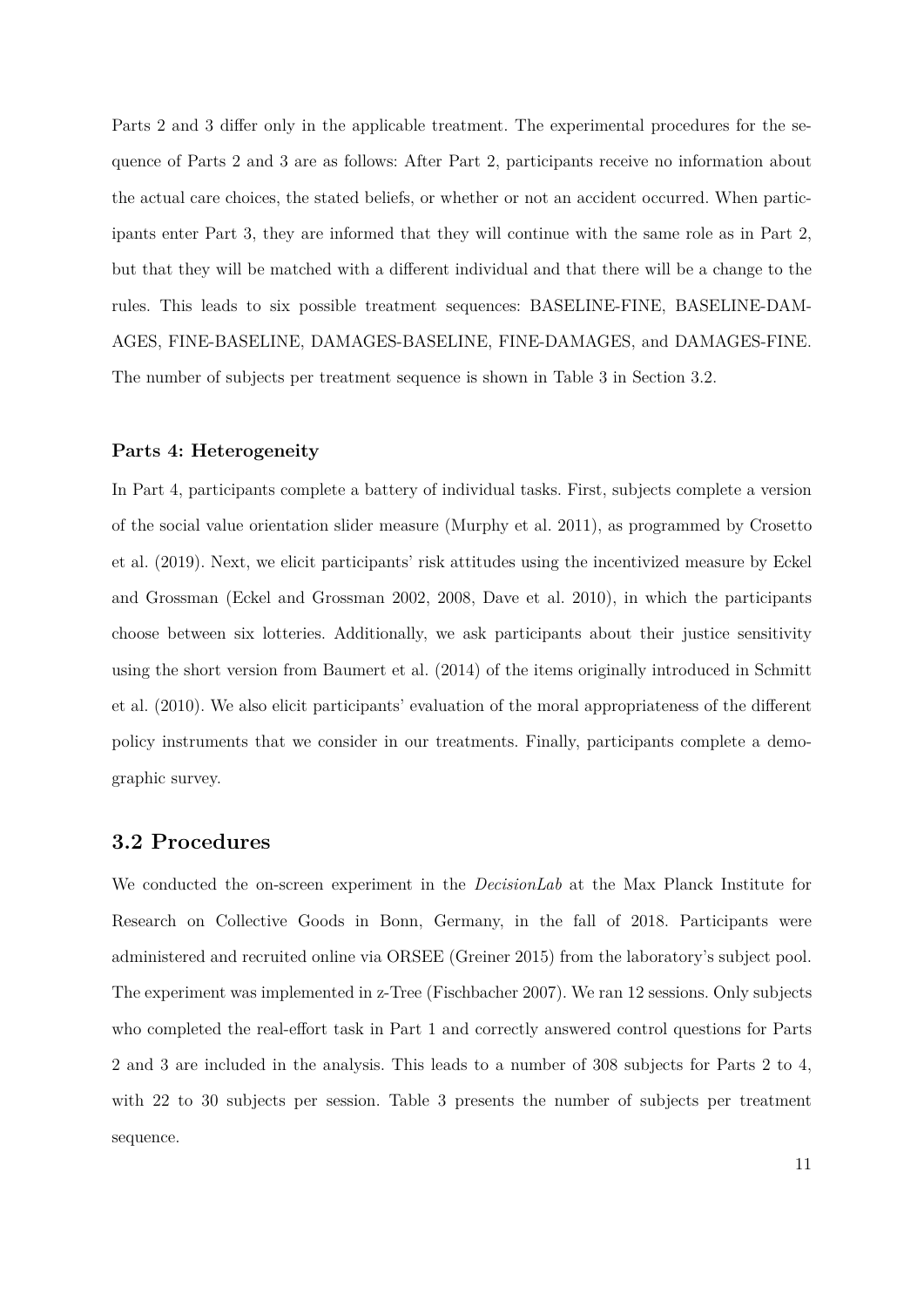Parts 2 and 3 differ only in the applicable treatment. The experimental procedures for the sequence of Parts 2 and 3 are as follows: After Part 2, participants receive no information about the actual care choices, the stated beliefs, or whether or not an accident occurred. When participants enter Part 3, they are informed that they will continue with the same role as in Part 2, but that they will be matched with a different individual and that there will be a change to the rules. This leads to six possible treatment sequences: BASELINE-FINE, BASELINE-DAMAGES, FINE-BASELINE, DAMAGES-BASELINE, FINE-DAMAGES, and DAMAGES-FINE. The number of subjects per treatment sequence is shown in Table 3 in Section 3.2.

#### Parts 4: Heterogeneity

In Part 4, participants complete a battery of individual tasks. First, subjects complete a version of the social value orientation slider measure (Murphy et al. 2011), as programmed by Crosetto et al. (2019). Next, we elicit participants' risk attitudes using the incentivized measure by Eckel and Grossman (Eckel and Grossman 2002, 2008, Dave et al. 2010), in which the participants choose between six lotteries. Additionally, we ask participants about their justice sensitivity using the short version from Baumert et al. (2014) of the items originally introduced in Schmitt et al. (2010). We also elicit participants' evaluation of the moral appropriateness of the different policy instruments that we consider in our treatments. Finally, participants complete a demographic survey.

### 3.2 Procedures

We conducted the on-screen experiment in the *DecisionLab* at the Max Planck Institute for Research on Collective Goods in Bonn, Germany, in the fall of 2018. Participants were administered and recruited online via ORSEE (Greiner 2015) from the laboratory's subject pool. The experiment was implemented in z-Tree (Fischbacher 2007). We ran 12 sessions. Only subjects who completed the real-effort task in Part 1 and correctly answered control questions for Parts 2 and 3 are included in the analysis. This leads to a number of 308 subjects for Parts 2 to 4, with 22 to 30 subjects per session. Table 3 presents the number of subjects per treatment sequence.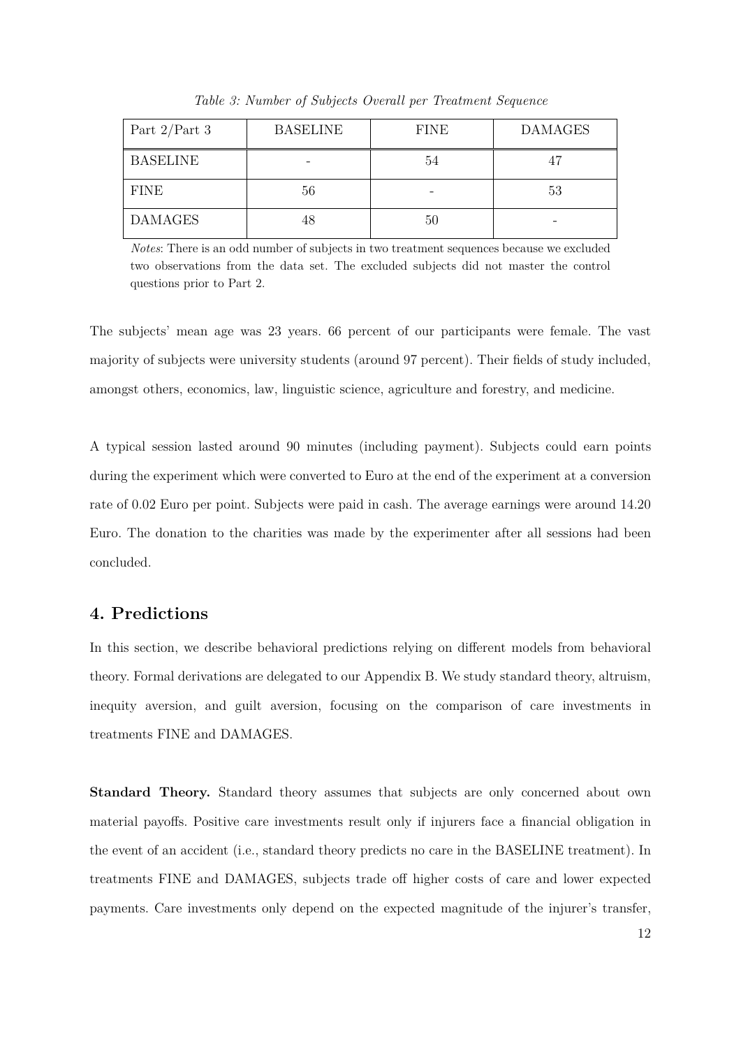*Table 3: Number of Subjects Overall per Treatment Sequence*

| Part 2/Part 3 | BASELINE | FINE | DAMAGES |
|---|---|---|---|
| BASELINE | - | 54 | 47 |
| FINE | 56 | - | 53 |
| DAMAGES | 48 | 50 | - |

*Notes*: There is an odd number of subjects in two treatment sequences because we excluded two observations from the data set. The excluded subjects did not master the control questions prior to Part 2.

The subjects' mean age was 23 years. 66 percent of our participants were female. The vast majority of subjects were university students (around 97 percent). Their fields of study included, amongst others, economics, law, linguistic science, agriculture and forestry, and medicine.

A typical session lasted around 90 minutes (including payment). Subjects could earn points during the experiment which were converted to Euro at the end of the experiment at a conversion rate of 0.02 Euro per point. Subjects were paid in cash. The average earnings were around 14.20 Euro. The donation to the charities was made by the experimenter after all sessions had been concluded.

## 4. Predictions

In this section, we describe behavioral predictions relying on different models from behavioral theory. Formal derivations are delegated to our Appendix B. We study standard theory, altruism, inequity aversion, and guilt aversion, focusing on the comparison of care investments in treatments FINE and DAMAGES.

**Standard Theory.** Standard theory assumes that subjects are only concerned about own material payoffs. Positive care investments result only if injurers face a financial obligation in the event of an accident (i.e., standard theory predicts no care in the BASELINE treatment). In treatments FINE and DAMAGES, subjects trade off higher costs of care and lower expected payments. Care investments only depend on the expected magnitude of the injurer's transfer,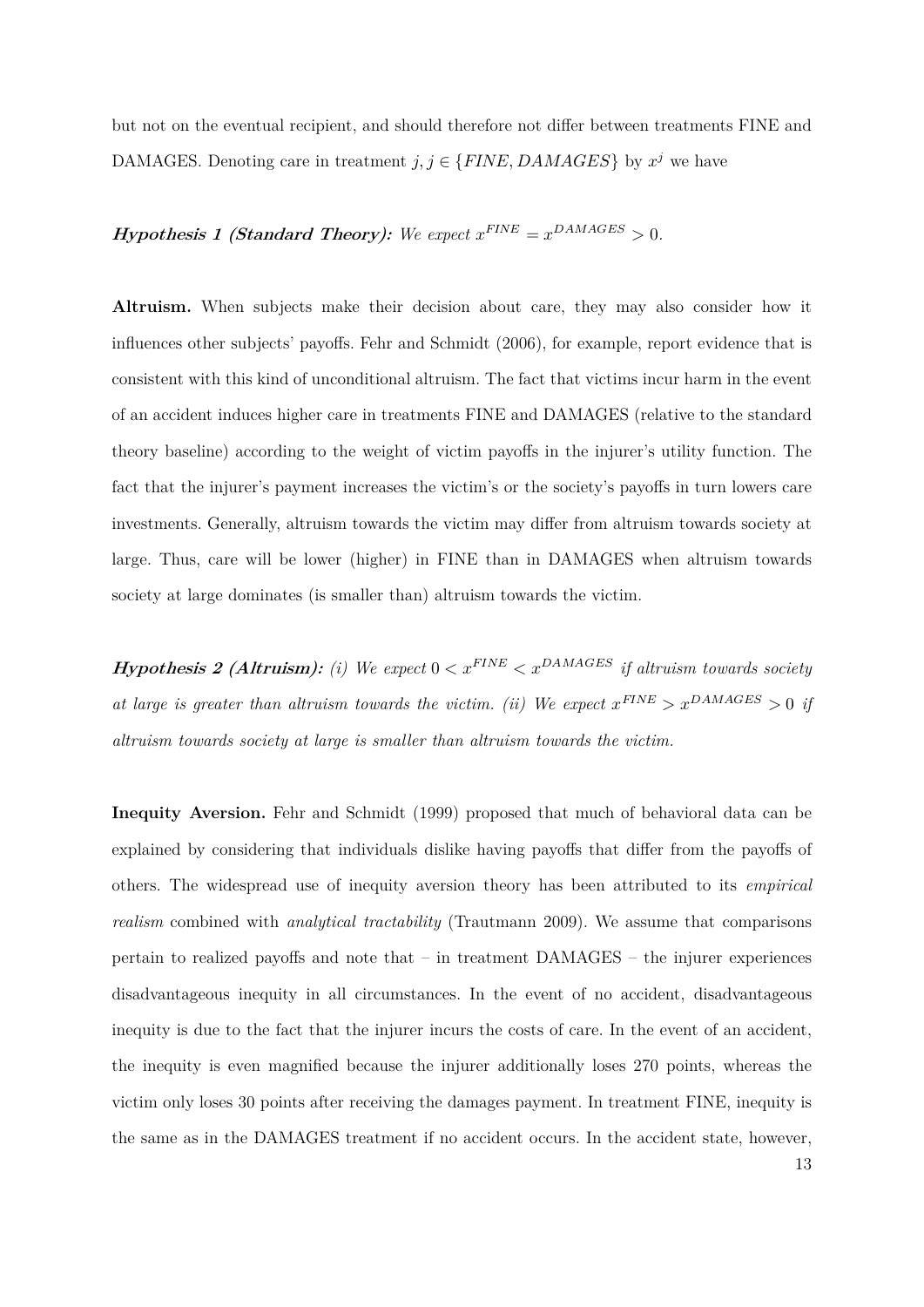but not on the eventual recipient, and should therefore not differ between treatments FINE and DAMAGES. Denoting care in treatment $j, j \in \{FINE, DAMAGES\}$ by $x^j$ we have

***Hypothesis 1 (Standard Theory):*** *We expect* $x^{FINE} = x^{DAMAGES} > 0$.

**Altruism.** When subjects make their decision about care, they may also consider how it influences other subjects' payoffs. Fehr and Schmidt (2006), for example, report evidence that is consistent with this kind of unconditional altruism. The fact that victims incur harm in the event of an accident induces higher care in treatments FINE and DAMAGES (relative to the standard theory baseline) according to the weight of victim payoffs in the injurer's utility function. The fact that the injurer's payment increases the victim's or the society's payoffs in turn lowers care investments. Generally, altruism towards the victim may differ from altruism towards society at large. Thus, care will be lower (higher) in FINE than in DAMAGES when altruism towards society at large dominates (is smaller than) altruism towards the victim.

***Hypothesis 2 (Altruism):*** *(i) We expect* $0 < x^{FINE} < x^{DAMAGES}$ *if altruism towards society at large is greater than altruism towards the victim. (ii) We expect* $x^{FINE} > x^{DAMAGES} > 0$ *if altruism towards society at large is smaller than altruism towards the victim.*

**Inequity Aversion.** Fehr and Schmidt (1999) proposed that much of behavioral data can be explained by considering that individuals dislike having payoffs that differ from the payoffs of others. The widespread use of inequity aversion theory has been attributed to its *empirical realism* combined with *analytical tractability* (Trautmann 2009). We assume that comparisons pertain to realized payoffs and note that – in treatment DAMAGES – the injurer experiences disadvantageous inequity in all circumstances. In the event of no accident, disadvantageous inequity is due to the fact that the injurer incurs the costs of care. In the event of an accident, the inequity is even magnified because the injurer additionally loses 270 points, whereas the victim only loses 30 points after receiving the damages payment. In treatment FINE, inequity is the same as in the DAMAGES treatment if no accident occurs. In the accident state, however,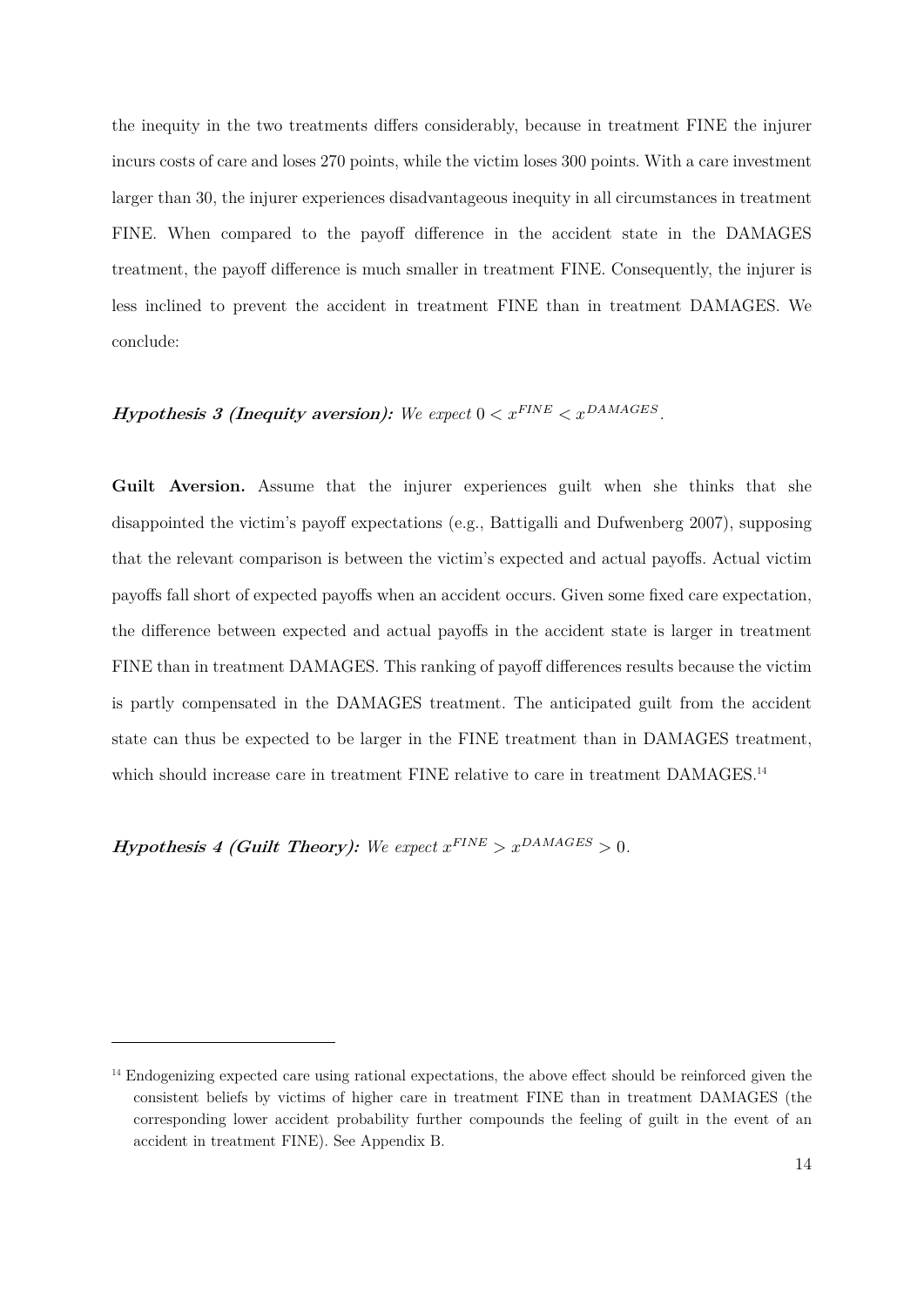the inequity in the two treatments differs considerably, because in treatment FINE the injurer incurs costs of care and loses 270 points, while the victim loses 300 points. With a care investment larger than 30, the injurer experiences disadvantageous inequity in all circumstances in treatment FINE. When compared to the payoff difference in the accident state in the DAMAGES treatment, the payoff difference is much smaller in treatment FINE. Consequently, the injurer is less inclined to prevent the accident in treatment FINE than in treatment DAMAGES. We conclude:

***Hypothesis 3 (Inequity aversion):*** *We expect* $0 < x^{FINE} < x^{DAMAGES}$.

**Guilt Aversion.** Assume that the injurer experiences guilt when she thinks that she disappointed the victim's payoff expectations (e.g., Battigalli and Dufwenberg 2007), supposing that the relevant comparison is between the victim's expected and actual payoffs. Actual victim payoffs fall short of expected payoffs when an accident occurs. Given some fixed care expectation, the difference between expected and actual payoffs in the accident state is larger in treatment FINE than in treatment DAMAGES. This ranking of payoff differences results because the victim is partly compensated in the DAMAGES treatment. The anticipated guilt from the accident state can thus be expected to be larger in the FINE treatment than in DAMAGES treatment, which should increase care in treatment FINE relative to care in treatment DAMAGES.[14]

***Hypothesis 4 (Guilt Theory):*** *We expect* $x^{FINE} > x^{DAMAGES} > 0$.

---

[14] Endogenizing expected care using rational expectations, the above effect should be reinforced given the consistent beliefs by victims of higher care in treatment FINE than in treatment DAMAGES (the corresponding lower accident probability further compounds the feeling of guilt in the event of an accident in treatment FINE). See Appendix B.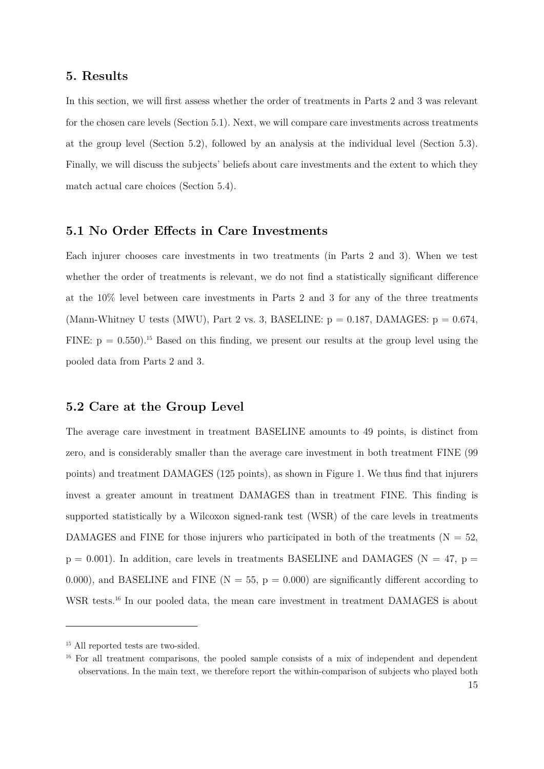## 5. Results

In this section, we will first assess whether the order of treatments in Parts 2 and 3 was relevant for the chosen care levels (Section 5.1). Next, we will compare care investments across treatments at the group level (Section 5.2), followed by an analysis at the individual level (Section 5.3). Finally, we will discuss the subjects' beliefs about care investments and the extent to which they match actual care choices (Section 5.4).

### 5.1 No Order Effects in Care Investments

Each injurer chooses care investments in two treatments (in Parts 2 and 3). When we test whether the order of treatments is relevant, we do not find a statistically significant difference at the 10% level between care investments in Parts 2 and 3 for any of the three treatments (Mann-Whitney U tests (MWU), Part 2 vs. 3, BASELINE: $p = 0.187$, DAMAGES: $p = 0.674$, FINE: $p = 0.550$).[15] Based on this finding, we present our results at the group level using the pooled data from Parts 2 and 3.

### 5.2 Care at the Group Level

The average care investment in treatment BASELINE amounts to 49 points, is distinct from zero, and is considerably smaller than the average care investment in both treatment FINE (99 points) and treatment DAMAGES (125 points), as shown in Figure 1. We thus find that injurers invest a greater amount in treatment DAMAGES than in treatment FINE. This finding is supported statistically by a Wilcoxon signed-rank test (WSR) of the care levels in treatments DAMAGES and FINE for those injurers who participated in both of the treatments ($N = 52$, $p = 0.001$). In addition, care levels in treatments BASELINE and DAMAGES ($N = 47$, $p = 0.000$), and BASELINE and FINE ($N = 55$, $p = 0.000$) are significantly different according to WSR tests.[16] In our pooled data, the mean care investment in treatment DAMAGES is about

---

[15] All reported tests are two-sided.

[16] For all treatment comparisons, the pooled sample consists of a mix of independent and dependent observations. In the main text, we therefore report the within-comparison of subjects who played both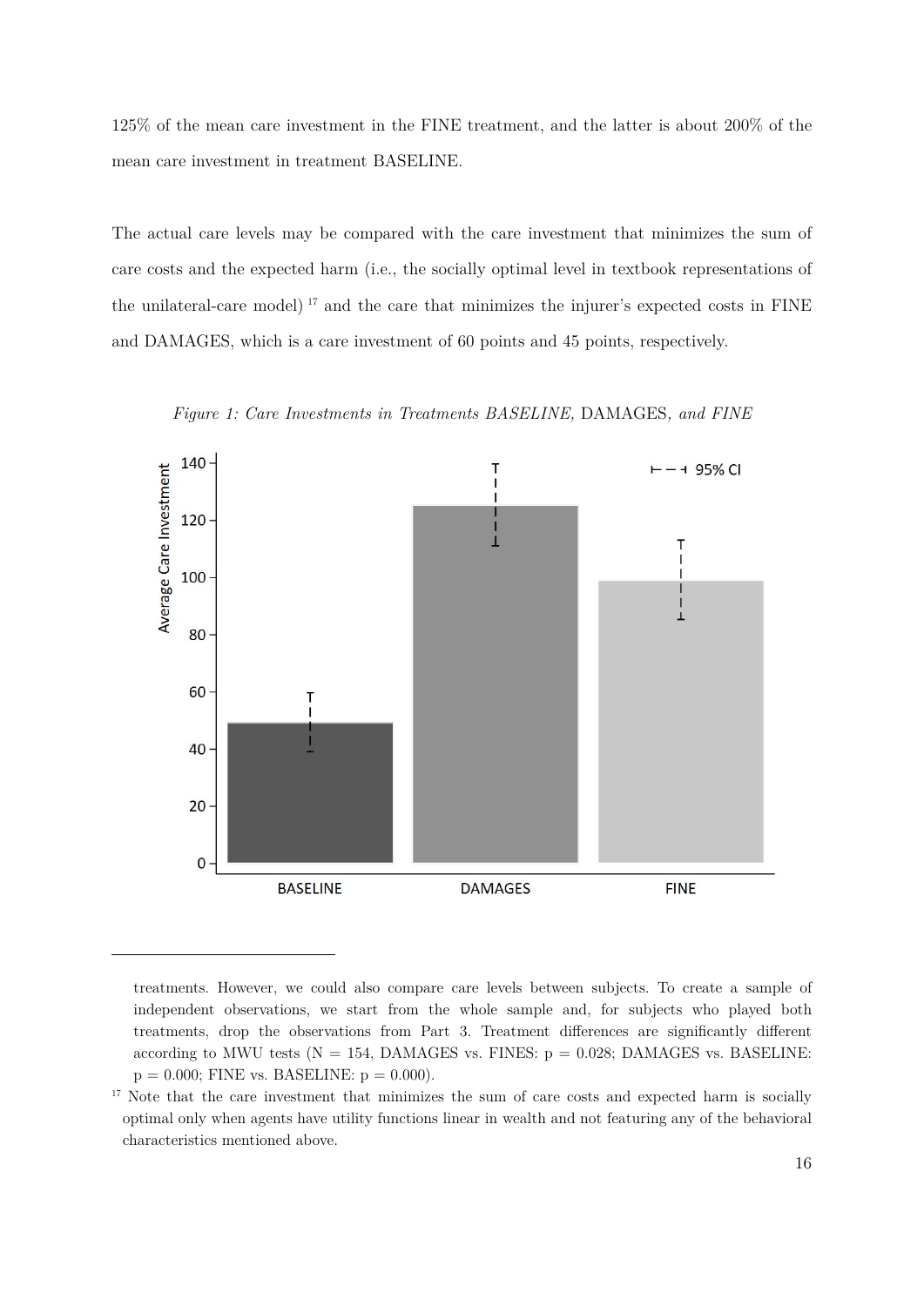125% of the mean care investment in the FINE treatment, and the latter is about 200% of the mean care investment in treatment BASELINE.

The actual care levels may be compared with the care investment that minimizes the sum of care costs and the expected harm (i.e., the socially optimal level in textbook representations of the unilateral-care model) [17] and the care that minimizes the injurer's expected costs in FINE and DAMAGES, which is a care investment of 60 points and 45 points, respectively.

*Figure 1: Care Investments in Treatments BASELINE,* DAMAGES*, and FINE*

---

treatments. However, we could also compare care levels between subjects. To create a sample of independent observations, we start from the whole sample and, for subjects who played both treatments, drop the observations from Part 3. Treatment differences are significantly different according to MWU tests (N = 154, DAMAGES vs. FINES: p = 0.028; DAMAGES vs. BASELINE: p = 0.000; FINE vs. BASELINE: p = 0.000).

[17] Note that the care investment that minimizes the sum of care costs and expected harm is socially optimal only when agents have utility functions linear in wealth and not featuring any of the behavioral characteristics mentioned above.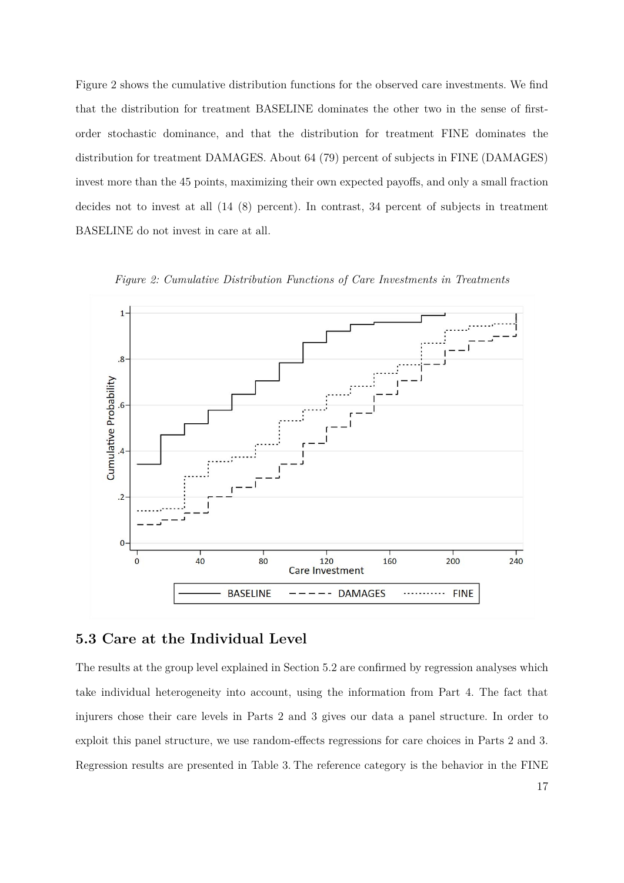Figure 2 shows the cumulative distribution functions for the observed care investments. We find that the distribution for treatment BASELINE dominates the other two in the sense of first-order stochastic dominance, and that the distribution for treatment FINE dominates the distribution for treatment DAMAGES. About 64 (79) percent of subjects in FINE (DAMAGES) invest more than the 45 points, maximizing their own expected payoffs, and only a small fraction decides not to invest at all (14 (8) percent). In contrast, 34 percent of subjects in treatment BASELINE do not invest in care at all.

*Figure 2: Cumulative Distribution Functions of Care Investments in Treatments*

## 5.3 Care at the Individual Level

The results at the group level explained in Section 5.2 are confirmed by regression analyses which take individual heterogeneity into account, using the information from Part 4. The fact that injurers chose their care levels in Parts 2 and 3 gives our data a panel structure. In order to exploit this panel structure, we use random-effects regressions for care choices in Parts 2 and 3. Regression results are presented in Table 3. The reference category is the behavior in the FINE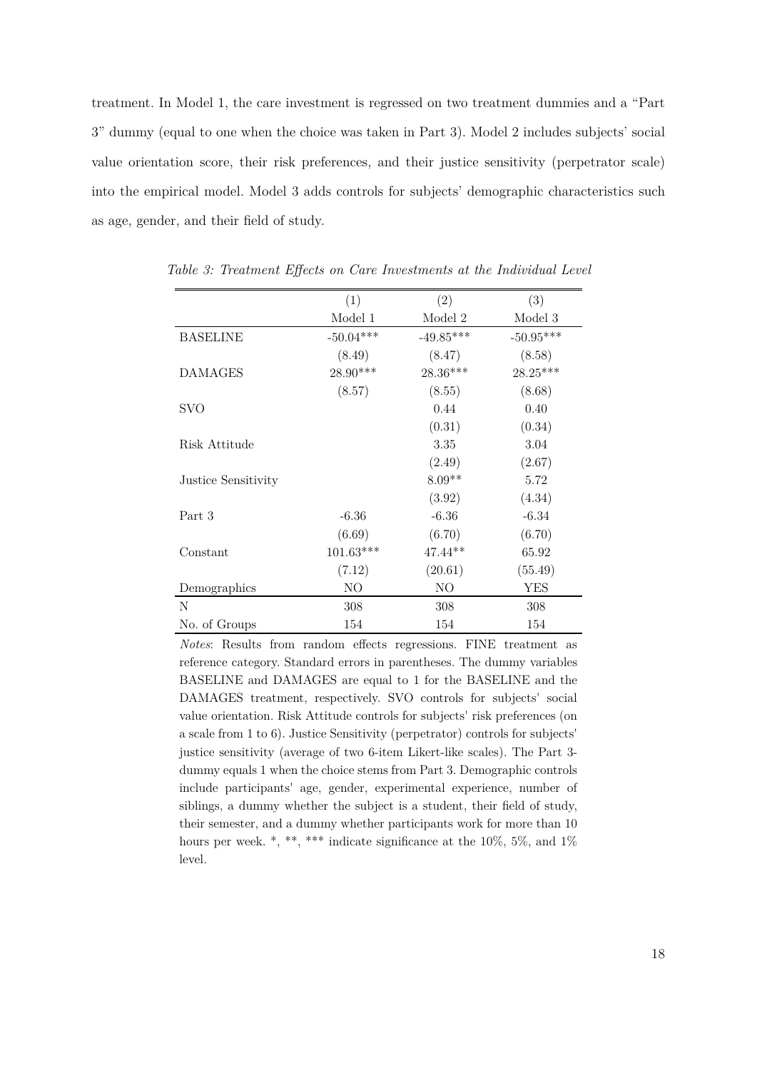treatment. In Model 1, the care investment is regressed on two treatment dummies and a "Part 3" dummy (equal to one when the choice was taken in Part 3). Model 2 includes subjects' social value orientation score, their risk preferences, and their justice sensitivity (perpetrator scale) into the empirical model. Model 3 adds controls for subjects' demographic characteristics such as age, gender, and their field of study.

*Table 3: Treatment Effects on Care Investments at the Individual Level*

| | (1) | (2) | (3) |
|---|---|---|---|
| | Model 1 | Model 2 | Model 3 |
| BASELINE | -50.04*** | -49.85*** | -50.95*** |
| | (8.49) | (8.47) | (8.58) |
| DAMAGES | 28.90*** | 28.36*** | 28.25*** |
| | (8.57) | (8.55) | (8.68) |
| SVO | | 0.44 | 0.40 |
| | | (0.31) | (0.34) |
| Risk Attitude | | 3.35 | 3.04 |
| | | (2.49) | (2.67) |
| Justice Sensitivity | | 8.09** | 5.72 |
| | | (3.92) | (4.34) |
| Part 3 | -6.36 | -6.36 | -6.34 |
| | (6.69) | (6.70) | (6.70) |
| Constant | 101.63*** | 47.44** | 65.92 |
| | (7.12) | (20.61) | (55.49) |
| Demographics | NO | NO | YES |
| N | 308 | 308 | 308 |
| No. of Groups | 154 | 154 | 154 |

*Notes*: Results from random effects regressions. FINE treatment as reference category. Standard errors in parentheses. The dummy variables BASELINE and DAMAGES are equal to 1 for the BASELINE and the DAMAGES treatment, respectively. SVO controls for subjects' social value orientation. Risk Attitude controls for subjects' risk preferences (on a scale from 1 to 6). Justice Sensitivity (perpetrator) controls for subjects' justice sensitivity (average of two 6-item Likert-like scales). The Part 3-dummy equals 1 when the choice stems from Part 3. Demographic controls include participants' age, gender, experimental experience, number of siblings, a dummy whether the subject is a student, their field of study, their semester, and a dummy whether participants work for more than 10 hours per week. *, **, *** indicate significance at the 10%, 5%, and 1% level.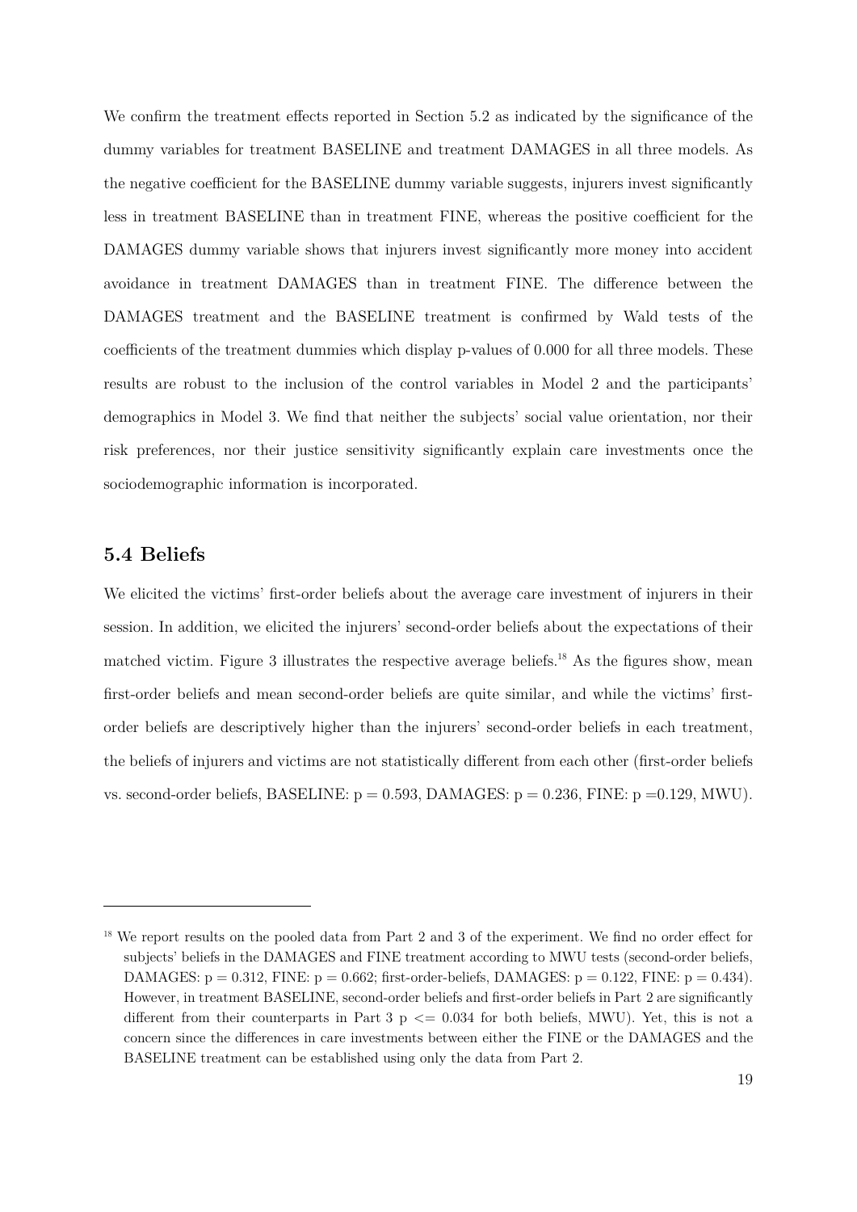We confirm the treatment effects reported in Section 5.2 as indicated by the significance of the dummy variables for treatment BASELINE and treatment DAMAGES in all three models. As the negative coefficient for the BASELINE dummy variable suggests, injurers invest significantly less in treatment BASELINE than in treatment FINE, whereas the positive coefficient for the DAMAGES dummy variable shows that injurers invest significantly more money into accident avoidance in treatment DAMAGES than in treatment FINE. The difference between the DAMAGES treatment and the BASELINE treatment is confirmed by Wald tests of the coefficients of the treatment dummies which display p-values of 0.000 for all three models. These results are robust to the inclusion of the control variables in Model 2 and the participants' demographics in Model 3. We find that neither the subjects' social value orientation, nor their risk preferences, nor their justice sensitivity significantly explain care investments once the sociodemographic information is incorporated.

## 5.4 Beliefs

We elicited the victims' first-order beliefs about the average care investment of injurers in their session. In addition, we elicited the injurers' second-order beliefs about the expectations of their matched victim. Figure 3 illustrates the respective average beliefs.[18] As the figures show, mean first-order beliefs and mean second-order beliefs are quite similar, and while the victims' first-order beliefs are descriptively higher than the injurers' second-order beliefs in each treatment, the beliefs of injurers and victims are not statistically different from each other (first-order beliefs vs. second-order beliefs, BASELINE: $p = 0.593$, DAMAGES: $p = 0.236$, FINE: $p = 0.129$, MWU).

---

[18] We report results on the pooled data from Part 2 and 3 of the experiment. We find no order effect for subjects' beliefs in the DAMAGES and FINE treatment according to MWU tests (second-order beliefs, DAMAGES: $p = 0.312$, FINE: $p = 0.662$; first-order-beliefs, DAMAGES: $p = 0.122$, FINE: $p = 0.434$). However, in treatment BASELINE, second-order beliefs and first-order beliefs in Part 2 are significantly different from their counterparts in Part 3 $p <= 0.034$ for both beliefs, MWU). Yet, this is not a concern since the differences in care investments between either the FINE or the DAMAGES and the BASELINE treatment can be established using only the data from Part 2.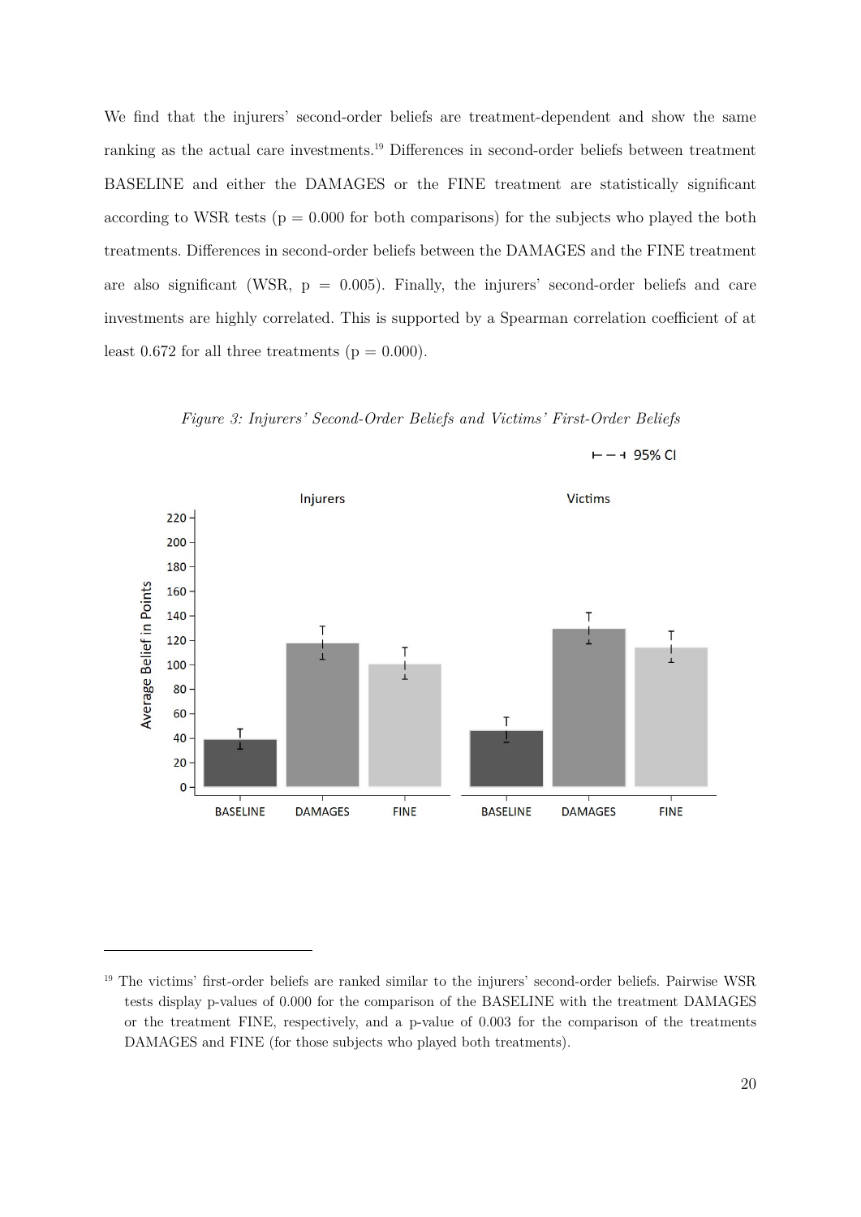We find that the injurers' second-order beliefs are treatment-dependent and show the same ranking as the actual care investments.[19] Differences in second-order beliefs between treatment BASELINE and either the DAMAGES or the FINE treatment are statistically significant according to WSR tests ($p = 0.000$ for both comparisons) for the subjects who played the both treatments. Differences in second-order beliefs between the DAMAGES and the FINE treatment are also significant (WSR, $p = 0.005$). Finally, the injurers' second-order beliefs and care investments are highly correlated. This is supported by a Spearman correlation coefficient of at least 0.672 for all three treatments ($p = 0.000$).

*Figure 3: Injurers' Second-Order Beliefs and Victims' First-Order Beliefs*

[19] The victims' first-order beliefs are ranked similar to the injurers' second-order beliefs. Pairwise WSR tests display p-values of 0.000 for the comparison of the BASELINE with the treatment DAMAGES or the treatment FINE, respectively, and a p-value of 0.003 for the comparison of the treatments DAMAGES and FINE (for those subjects who played both treatments).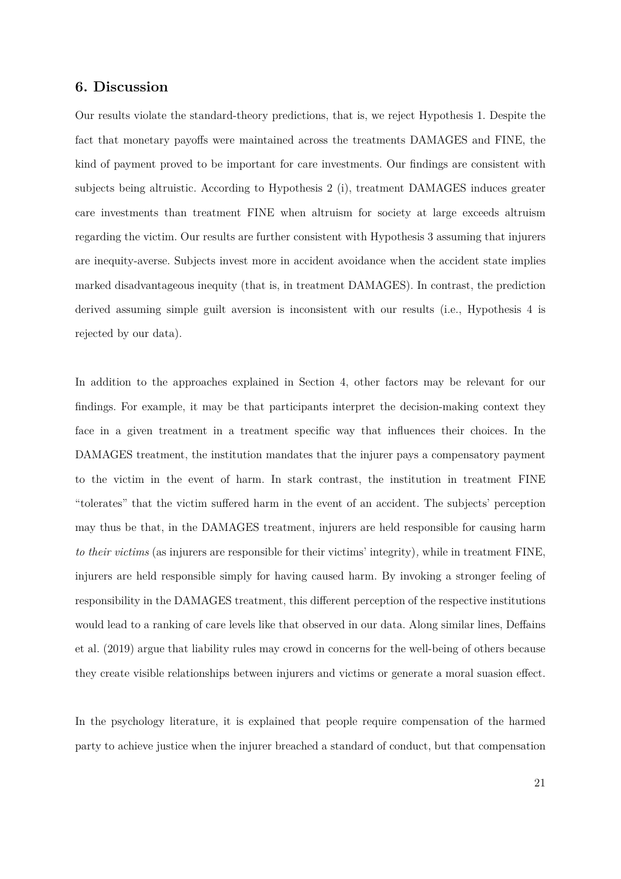## 6. Discussion

Our results violate the standard-theory predictions, that is, we reject Hypothesis 1. Despite the fact that monetary payoffs were maintained across the treatments DAMAGES and FINE, the kind of payment proved to be important for care investments. Our findings are consistent with subjects being altruistic. According to Hypothesis 2 (i), treatment DAMAGES induces greater care investments than treatment FINE when altruism for society at large exceeds altruism regarding the victim. Our results are further consistent with Hypothesis 3 assuming that injurers are inequity-averse. Subjects invest more in accident avoidance when the accident state implies marked disadvantageous inequity (that is, in treatment DAMAGES). In contrast, the prediction derived assuming simple guilt aversion is inconsistent with our results (i.e., Hypothesis 4 is rejected by our data).

In addition to the approaches explained in Section 4, other factors may be relevant for our findings. For example, it may be that participants interpret the decision-making context they face in a given treatment in a treatment specific way that influences their choices. In the DAMAGES treatment, the institution mandates that the injurer pays a compensatory payment to the victim in the event of harm. In stark contrast, the institution in treatment FINE "tolerates" that the victim suffered harm in the event of an accident. The subjects' perception may thus be that, in the DAMAGES treatment, injurers are held responsible for causing harm *to their victims* (as injurers are responsible for their victims' integrity), while in treatment FINE, injurers are held responsible simply for having caused harm. By invoking a stronger feeling of responsibility in the DAMAGES treatment, this different perception of the respective institutions would lead to a ranking of care levels like that observed in our data. Along similar lines, Deffains et al. (2019) argue that liability rules may crowd in concerns for the well-being of others because they create visible relationships between injurers and victims or generate a moral suasion effect.

In the psychology literature, it is explained that people require compensation of the harmed party to achieve justice when the injurer breached a standard of conduct, but that compensation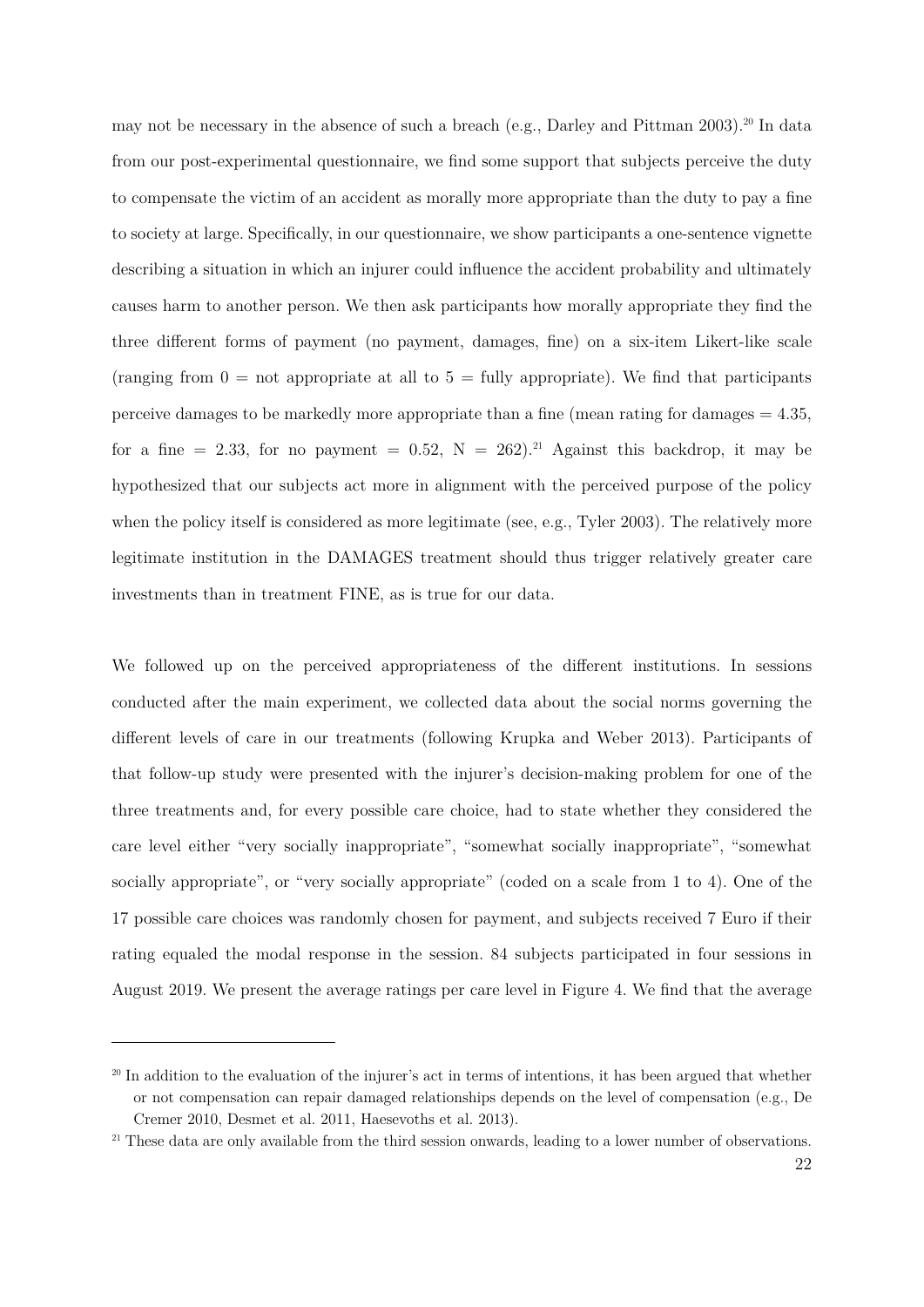may not be necessary in the absence of such a breach (e.g., Darley and Pittman 2003).[20] In data from our post-experimental questionnaire, we find some support that subjects perceive the duty to compensate the victim of an accident as morally more appropriate than the duty to pay a fine to society at large. Specifically, in our questionnaire, we show participants a one-sentence vignette describing a situation in which an injurer could influence the accident probability and ultimately causes harm to another person. We then ask participants how morally appropriate they find the three different forms of payment (no payment, damages, fine) on a six-item Likert-like scale (ranging from 0 = not appropriate at all to 5 = fully appropriate). We find that participants perceive damages to be markedly more appropriate than a fine (mean rating for damages = 4.35, for a fine = 2.33, for no payment = 0.52, N = 262).[21] Against this backdrop, it may be hypothesized that our subjects act more in alignment with the perceived purpose of the policy when the policy itself is considered as more legitimate (see, e.g., Tyler 2003). The relatively more legitimate institution in the DAMAGES treatment should thus trigger relatively greater care investments than in treatment FINE, as is true for our data.

We followed up on the perceived appropriateness of the different institutions. In sessions conducted after the main experiment, we collected data about the social norms governing the different levels of care in our treatments (following Krupka and Weber 2013). Participants of that follow-up study were presented with the injurer's decision-making problem for one of the three treatments and, for every possible care choice, had to state whether they considered the care level either "very socially inappropriate", "somewhat socially inappropriate", "somewhat socially appropriate", or "very socially appropriate" (coded on a scale from 1 to 4). One of the 17 possible care choices was randomly chosen for payment, and subjects received 7 Euro if their rating equaled the modal response in the session. 84 subjects participated in four sessions in August 2019. We present the average ratings per care level in Figure 4. We find that the average

[20] In addition to the evaluation of the injurer's act in terms of intentions, it has been argued that whether or not compensation can repair damaged relationships depends on the level of compensation (e.g., De Cremer 2010, Desmet et al. 2011, Haesevoths et al. 2013).

[21] These data are only available from the third session onwards, leading to a lower number of observations.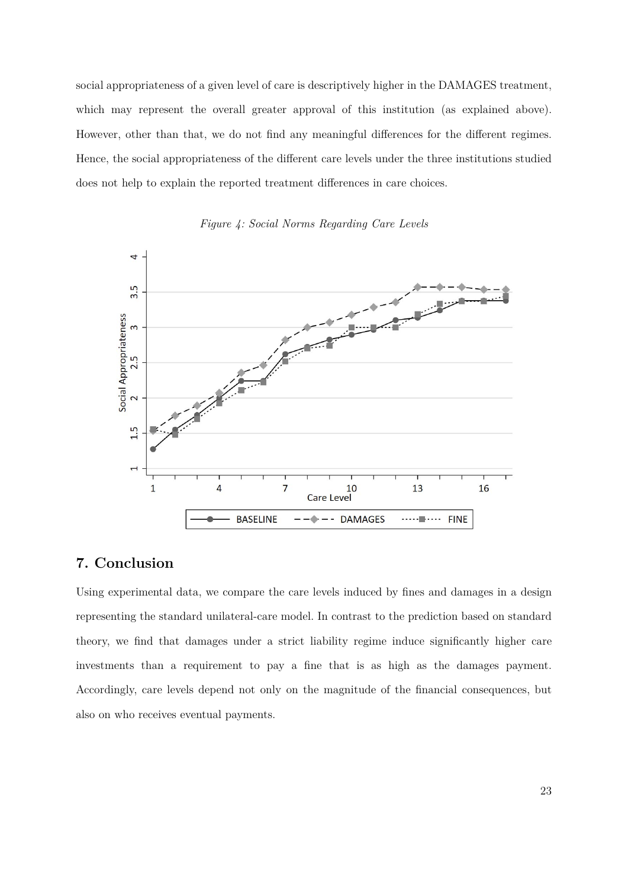social appropriateness of a given level of care is descriptively higher in the DAMAGES treatment, which may represent the overall greater approval of this institution (as explained above). However, other than that, we do not find any meaningful differences for the different regimes. Hence, the social appropriateness of the different care levels under the three institutions studied does not help to explain the reported treatment differences in care choices.

*Figure 4: Social Norms Regarding Care Levels*

## 7. Conclusion

Using experimental data, we compare the care levels induced by fines and damages in a design representing the standard unilateral-care model. In contrast to the prediction based on standard theory, we find that damages under a strict liability regime induce significantly higher care investments than a requirement to pay a fine that is as high as the damages payment. Accordingly, care levels depend not only on the magnitude of the financial consequences, but also on who receives eventual payments.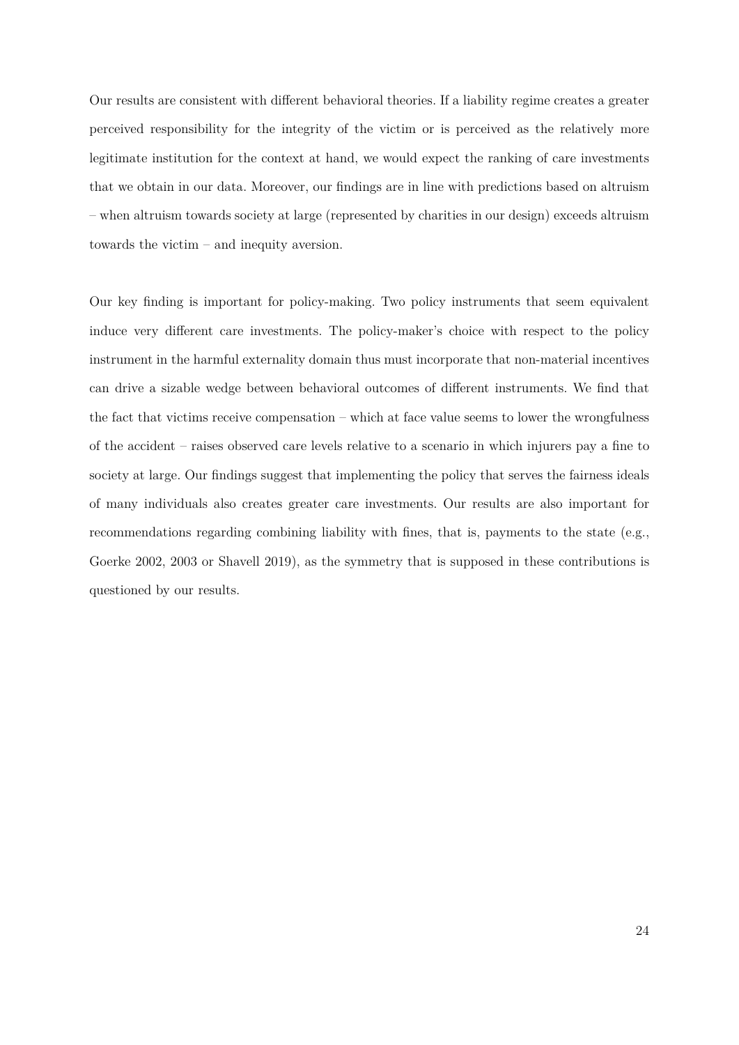Our results are consistent with different behavioral theories. If a liability regime creates a greater perceived responsibility for the integrity of the victim or is perceived as the relatively more legitimate institution for the context at hand, we would expect the ranking of care investments that we obtain in our data. Moreover, our findings are in line with predictions based on altruism – when altruism towards society at large (represented by charities in our design) exceeds altruism towards the victim – and inequity aversion.

Our key finding is important for policy-making. Two policy instruments that seem equivalent induce very different care investments. The policy-maker's choice with respect to the policy instrument in the harmful externality domain thus must incorporate that non-material incentives can drive a sizable wedge between behavioral outcomes of different instruments. We find that the fact that victims receive compensation – which at face value seems to lower the wrongfulness of the accident – raises observed care levels relative to a scenario in which injurers pay a fine to society at large. Our findings suggest that implementing the policy that serves the fairness ideals of many individuals also creates greater care investments. Our results are also important for recommendations regarding combining liability with fines, that is, payments to the state (e.g., Goerke 2002, 2003 or Shavell 2019), as the symmetry that is supposed in these contributions is questioned by our results.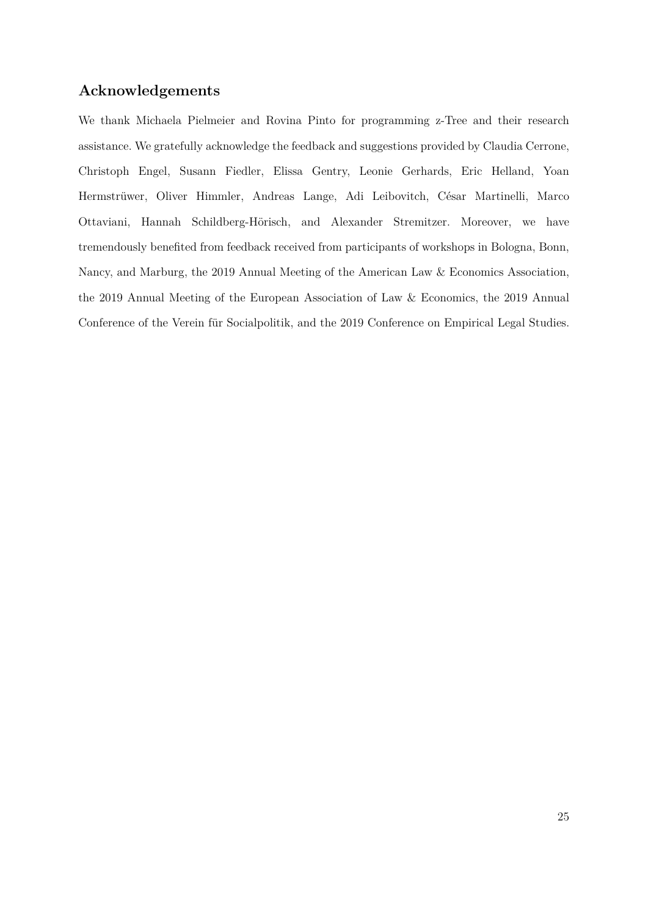## Acknowledgements

We thank Michaela Pielmeier and Rovina Pinto for programming z-Tree and their research assistance. We gratefully acknowledge the feedback and suggestions provided by Claudia Cerrone, Christoph Engel, Susann Fiedler, Elissa Gentry, Leonie Gerhards, Eric Helland, Yoan Hermstrüwer, Oliver Himmler, Andreas Lange, Adi Leibovitch, César Martinelli, Marco Ottaviani, Hannah Schildberg-Hörisch, and Alexander Stremitzer. Moreover, we have tremendously benefited from feedback received from participants of workshops in Bologna, Bonn, Nancy, and Marburg, the 2019 Annual Meeting of the American Law & Economics Association, the 2019 Annual Meeting of the European Association of Law & Economics, the 2019 Annual Conference of the Verein für Socialpolitik, and the 2019 Conference on Empirical Legal Studies.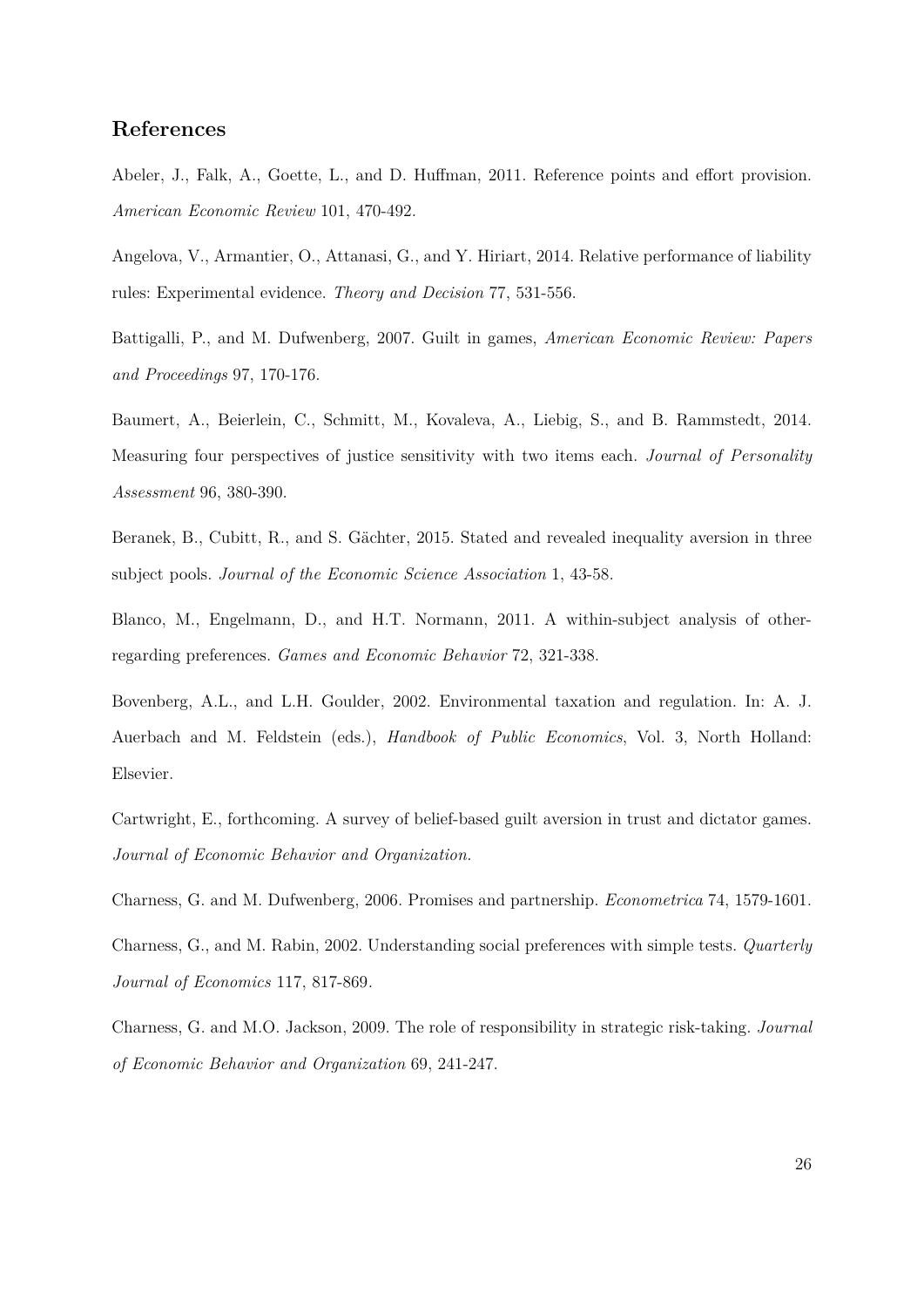## References

Abeler, J., Falk, A., Goette, L., and D. Huffman, 2011. Reference points and effort provision. *American Economic Review* 101, 470-492.

Angelova, V., Armantier, O., Attanasi, G., and Y. Hiriart, 2014. Relative performance of liability rules: Experimental evidence. *Theory and Decision* 77, 531-556.

Battigalli, P., and M. Dufwenberg, 2007. Guilt in games, *American Economic Review: Papers and Proceedings* 97, 170-176.

Baumert, A., Beierlein, C., Schmitt, M., Kovaleva, A., Liebig, S., and B. Rammstedt, 2014. Measuring four perspectives of justice sensitivity with two items each. *Journal of Personality Assessment* 96, 380-390.

Beranek, B., Cubitt, R., and S. Gächter, 2015. Stated and revealed inequality aversion in three subject pools. *Journal of the Economic Science Association* 1, 43-58.

Blanco, M., Engelmann, D., and H.T. Normann, 2011. A within-subject analysis of other-regarding preferences. *Games and Economic Behavior* 72, 321-338.

Bovenberg, A.L., and L.H. Goulder, 2002. Environmental taxation and regulation. In: A. J. Auerbach and M. Feldstein (eds.), *Handbook of Public Economics*, Vol. 3, North Holland: Elsevier.

Cartwright, E., forthcoming. A survey of belief-based guilt aversion in trust and dictator games. *Journal of Economic Behavior and Organization.*

Charness, G. and M. Dufwenberg, 2006. Promises and partnership. *Econometrica* 74, 1579-1601.

Charness, G., and M. Rabin, 2002. Understanding social preferences with simple tests. *Quarterly Journal of Economics* 117, 817-869.

Charness, G. and M.O. Jackson, 2009. The role of responsibility in strategic risk-taking. *Journal of Economic Behavior and Organization* 69, 241-247.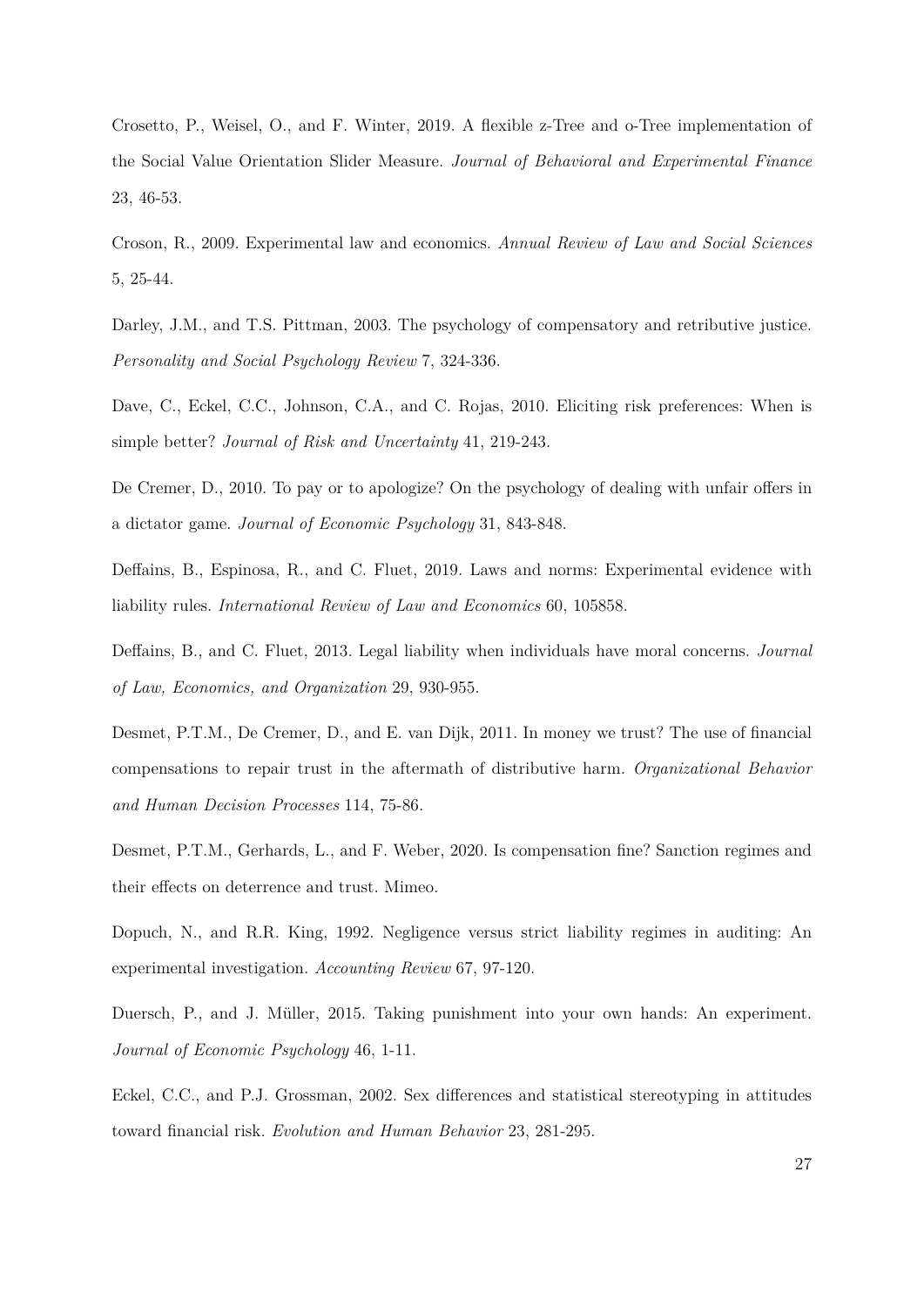Crosetto, P., Weisel, O., and F. Winter, 2019. A flexible z-Tree and o-Tree implementation of the Social Value Orientation Slider Measure. *Journal of Behavioral and Experimental Finance* 23, 46-53.

Croson, R., 2009. Experimental law and economics. *Annual Review of Law and Social Sciences* 5, 25-44.

Darley, J.M., and T.S. Pittman, 2003. The psychology of compensatory and retributive justice. *Personality and Social Psychology Review* 7, 324-336.

Dave, C., Eckel, C.C., Johnson, C.A., and C. Rojas, 2010. Eliciting risk preferences: When is simple better? *Journal of Risk and Uncertainty* 41, 219-243.

De Cremer, D., 2010. To pay or to apologize? On the psychology of dealing with unfair offers in a dictator game. *Journal of Economic Psychology* 31, 843-848.

Deffains, B., Espinosa, R., and C. Fluet, 2019. Laws and norms: Experimental evidence with liability rules. *International Review of Law and Economics* 60, 105858.

Deffains, B., and C. Fluet, 2013. Legal liability when individuals have moral concerns. *Journal of Law, Economics, and Organization* 29, 930-955.

Desmet, P.T.M., De Cremer, D., and E. van Dijk, 2011. In money we trust? The use of financial compensations to repair trust in the aftermath of distributive harm. *Organizational Behavior and Human Decision Processes* 114, 75-86.

Desmet, P.T.M., Gerhards, L., and F. Weber, 2020. Is compensation fine? Sanction regimes and their effects on deterrence and trust. Mimeo.

Dopuch, N., and R.R. King, 1992. Negligence versus strict liability regimes in auditing: An experimental investigation. *Accounting Review* 67, 97-120.

Duersch, P., and J. Müller, 2015. Taking punishment into your own hands: An experiment. *Journal of Economic Psychology* 46, 1-11.

Eckel, C.C., and P.J. Grossman, 2002. Sex differences and statistical stereotyping in attitudes toward financial risk. *Evolution and Human Behavior* 23, 281-295.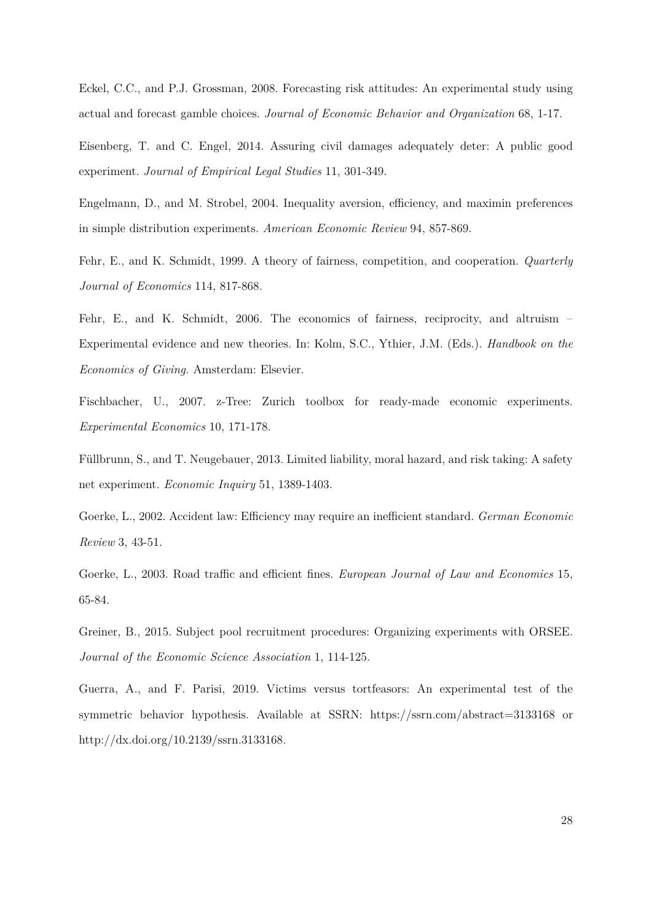Eckel, C.C., and P.J. Grossman, 2008. Forecasting risk attitudes: An experimental study using actual and forecast gamble choices. *Journal of Economic Behavior and Organization* 68, 1-17.

Eisenberg, T. and C. Engel, 2014. Assuring civil damages adequately deter: A public good experiment. *Journal of Empirical Legal Studies* 11, 301-349.

Engelmann, D., and M. Strobel, 2004. Inequality aversion, efficiency, and maximin preferences in simple distribution experiments. *American Economic Review* 94, 857-869.

Fehr, E., and K. Schmidt, 1999. A theory of fairness, competition, and cooperation. *Quarterly Journal of Economics* 114, 817-868.

Fehr, E., and K. Schmidt, 2006. The economics of fairness, reciprocity, and altruism – Experimental evidence and new theories. In: Kolm, S.C., Ythier, J.M. (Eds.). *Handbook on the Economics of Giving.* Amsterdam: Elsevier.

Fischbacher, U., 2007. z-Tree: Zurich toolbox for ready-made economic experiments. *Experimental Economics* 10, 171-178.

Füllbrunn, S., and T. Neugebauer, 2013. Limited liability, moral hazard, and risk taking: A safety net experiment. *Economic Inquiry* 51, 1389-1403.

Goerke, L., 2002. Accident law: Efficiency may require an inefficient standard. *German Economic Review* 3, 43-51.

Goerke, L., 2003. Road traffic and efficient fines. *European Journal of Law and Economics* 15, 65-84.

Greiner, B., 2015. Subject pool recruitment procedures: Organizing experiments with ORSEE. *Journal of the Economic Science Association* 1, 114-125.

Guerra, A., and F. Parisi, 2019. Victims versus tortfeasors: An experimental test of the symmetric behavior hypothesis. Available at SSRN: https://ssrn.com/abstract=3133168 or http://dx.doi.org/10.2139/ssrn.3133168.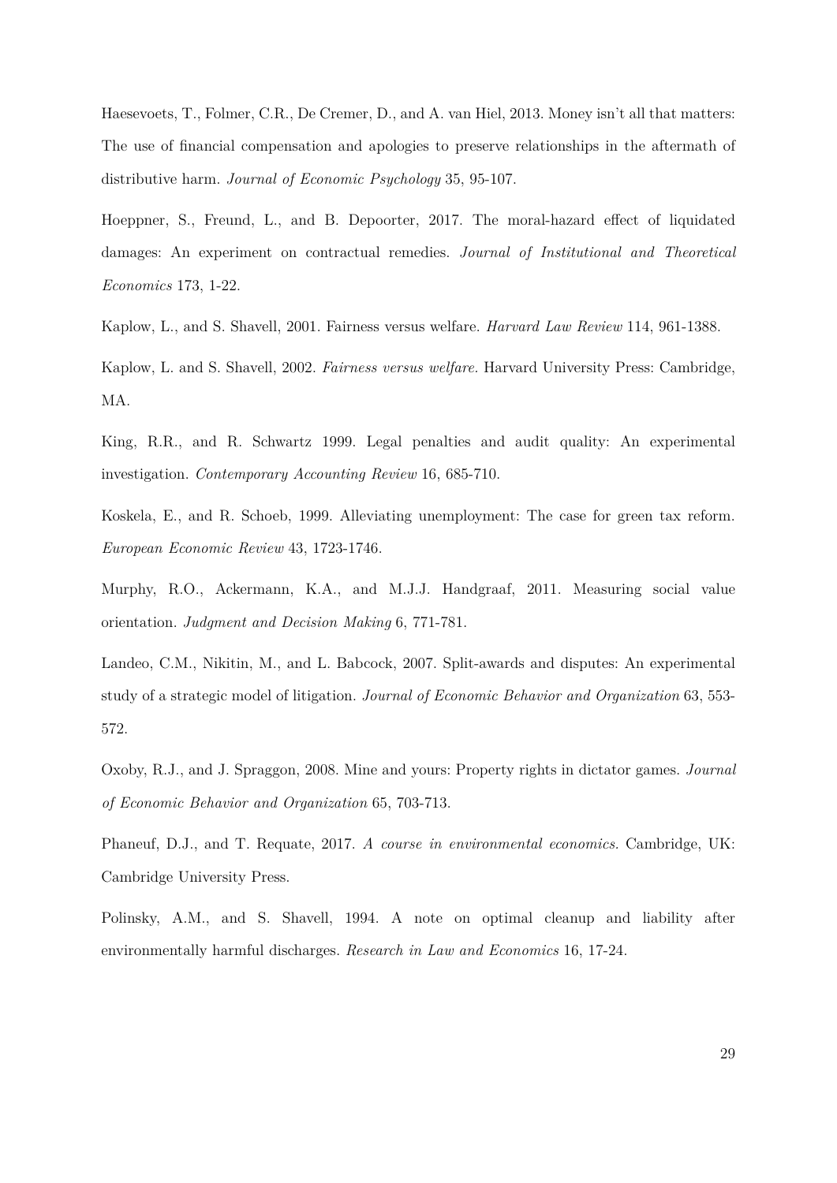Haesevoets, T., Folmer, C.R., De Cremer, D., and A. van Hiel, 2013. Money isn't all that matters: The use of financial compensation and apologies to preserve relationships in the aftermath of distributive harm. *Journal of Economic Psychology* 35, 95-107.

Hoeppner, S., Freund, L., and B. Depoorter, 2017. The moral-hazard effect of liquidated damages: An experiment on contractual remedies. *Journal of Institutional and Theoretical Economics* 173, 1-22.

Kaplow, L., and S. Shavell, 2001. Fairness versus welfare. *Harvard Law Review* 114, 961-1388.

Kaplow, L. and S. Shavell, 2002. *Fairness versus welfare.* Harvard University Press: Cambridge, MA.

King, R.R., and R. Schwartz 1999. Legal penalties and audit quality: An experimental investigation. *Contemporary Accounting Review* 16, 685-710.

Koskela, E., and R. Schoeb, 1999. Alleviating unemployment: The case for green tax reform. *European Economic Review* 43, 1723-1746.

Murphy, R.O., Ackermann, K.A., and M.J.J. Handgraaf, 2011. Measuring social value orientation. *Judgment and Decision Making* 6, 771-781.

Landeo, C.M., Nikitin, M., and L. Babcock, 2007. Split-awards and disputes: An experimental study of a strategic model of litigation. *Journal of Economic Behavior and Organization* 63, 553-572.

Oxoby, R.J., and J. Spraggon, 2008. Mine and yours: Property rights in dictator games. *Journal of Economic Behavior and Organization* 65, 703-713.

Phaneuf, D.J., and T. Requate, 2017. *A course in environmental economics.* Cambridge, UK: Cambridge University Press.

Polinsky, A.M., and S. Shavell, 1994. A note on optimal cleanup and liability after environmentally harmful discharges. *Research in Law and Economics* 16, 17-24.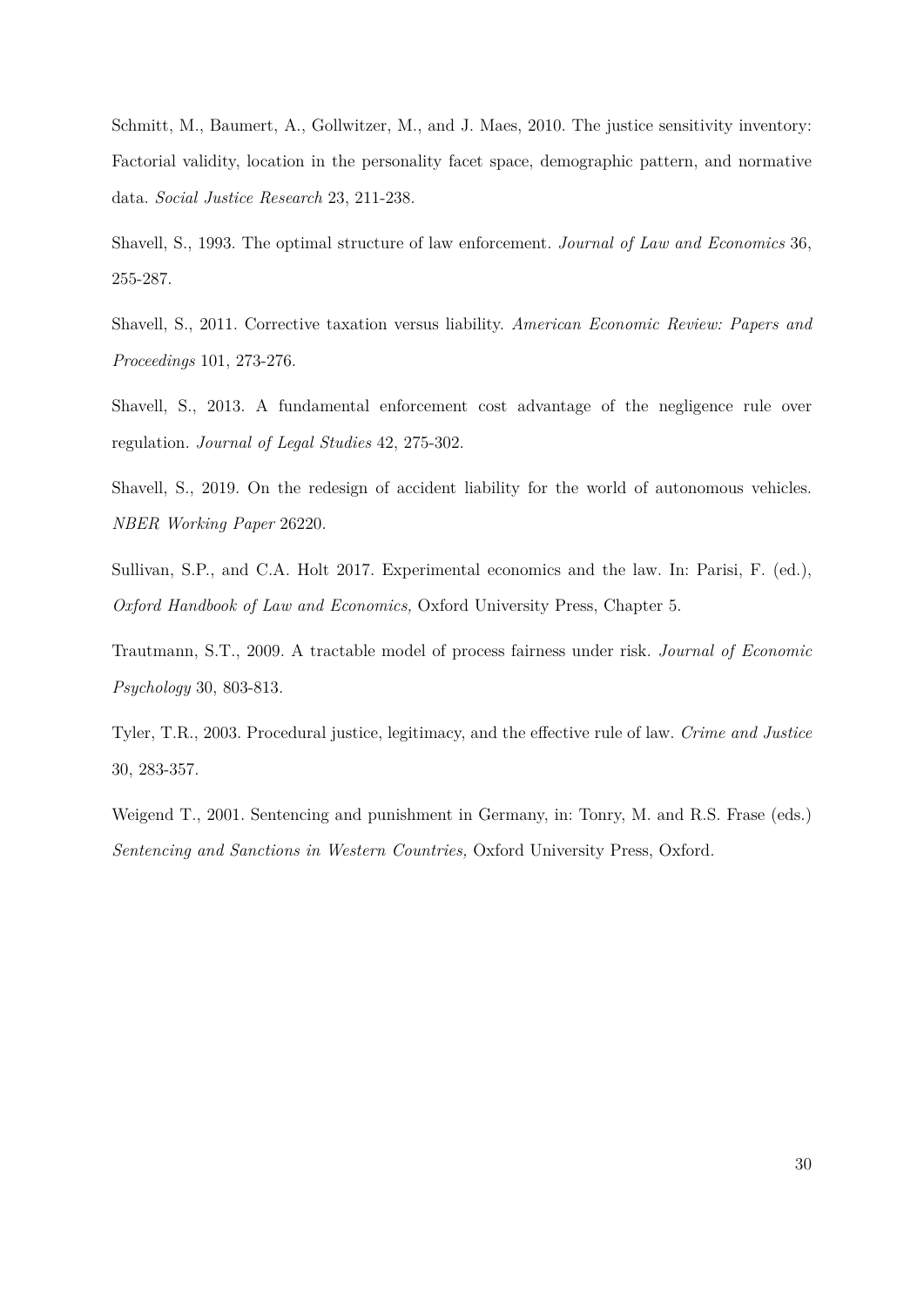Schmitt, M., Baumert, A., Gollwitzer, M., and J. Maes, 2010. The justice sensitivity inventory: Factorial validity, location in the personality facet space, demographic pattern, and normative data. *Social Justice Research* 23, 211-238.

Shavell, S., 1993. The optimal structure of law enforcement. *Journal of Law and Economics* 36, 255-287.

Shavell, S., 2011. Corrective taxation versus liability. *American Economic Review: Papers and Proceedings* 101, 273-276.

Shavell, S., 2013. A fundamental enforcement cost advantage of the negligence rule over regulation. *Journal of Legal Studies* 42, 275-302.

Shavell, S., 2019. On the redesign of accident liability for the world of autonomous vehicles. *NBER Working Paper* 26220.

Sullivan, S.P., and C.A. Holt 2017. Experimental economics and the law. In: Parisi, F. (ed.), *Oxford Handbook of Law and Economics,* Oxford University Press, Chapter 5.

Trautmann, S.T., 2009. A tractable model of process fairness under risk. *Journal of Economic Psychology* 30, 803-813.

Tyler, T.R., 2003. Procedural justice, legitimacy, and the effective rule of law. *Crime and Justice* 30, 283-357.

Weigend T., 2001. Sentencing and punishment in Germany, in: Tonry, M. and R.S. Frase (eds.) *Sentencing and Sanctions in Western Countries,* Oxford University Press, Oxford.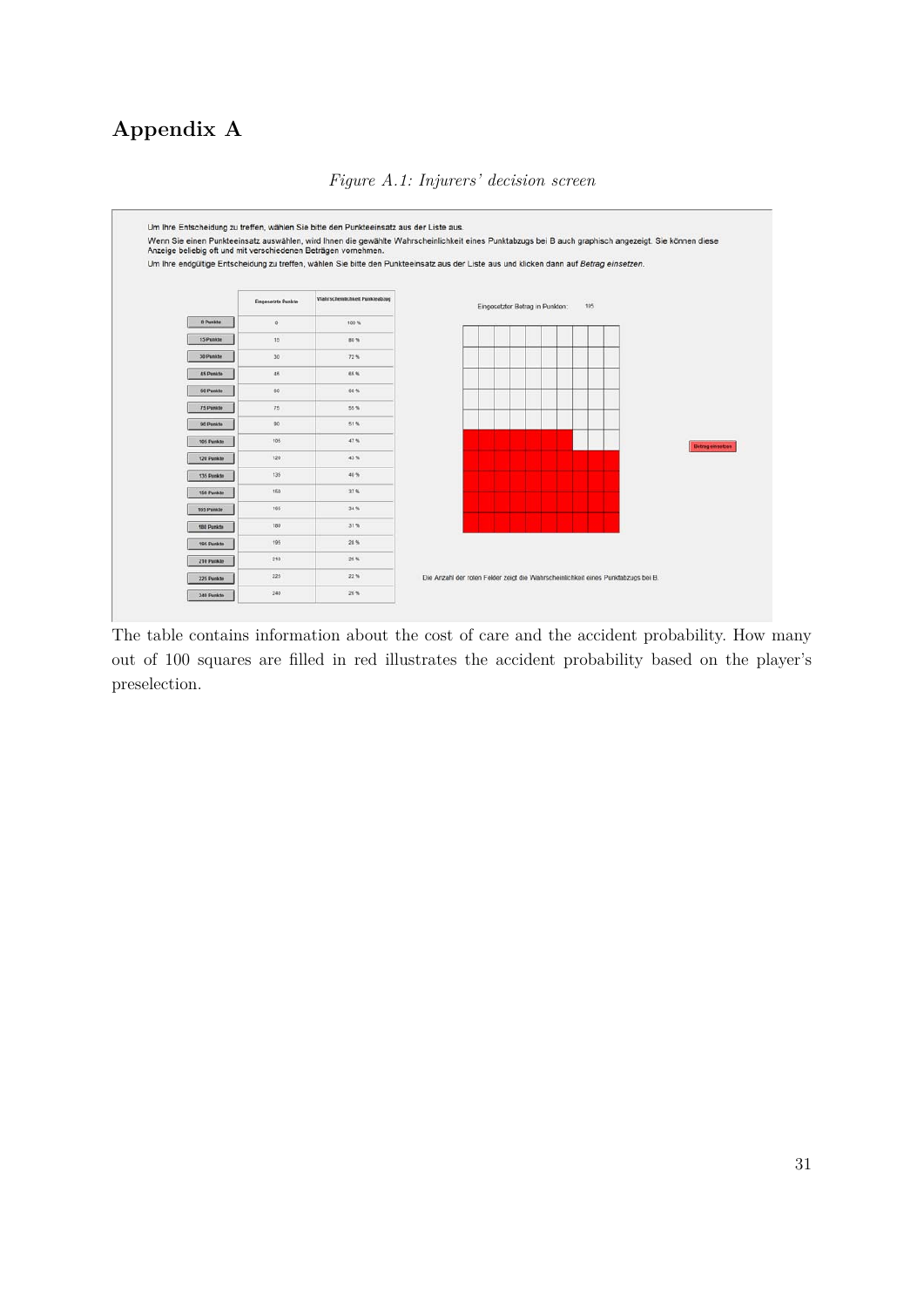# Appendix A

*Figure A.1: Injurers' decision screen*

Um Ihre Entscheidung zu treffen, wählen Sie bitte den Punkteeinsatz aus der Liste aus.

Wenn Sie einen Punkteeinsatz auswählen, wird Ihnen die gewählte Wahrscheinlichkeit eines Punktabzugs bei B auch graphisch angezeigt. Sie können diese Anzeige beliebig oft und mit verschiedenen Beträgen vornehmen.

Um Ihre endgültige Entscheidung zu treffen, wählen Sie bitte den Punkteeinsatz aus der Liste aus und klicken dann auf *Betrag einsetzen*.

| | Eingesetzte Punkte | Wahrscheinlichkeit Punktabzug |
|---|---|---|
| 0 Punkte | 0 | 100 % |
| 15 Punkte | 15 | 80 % |
| 30 Punkte | 30 | 72 % |
| 45 Punkte | 45 | 65 % |
| 60 Punkte | 60 | 60 % |
| 75 Punkte | 75 | 55 % |
| 90 Punkte | 90 | 51 % |
| 105 Punkte | 105 | 47 % |
| 120 Punkte | 120 | 43 % |
| 135 Punkte | 135 | 40 % |
| 150 Punkte | 150 | 37 % |
| 165 Punkte | 165 | 34 % |
| 180 Punkte | 180 | 31 % |
| 195 Punkte | 195 | 28 % |
| 210 Punkte | 210 | 25 % |
| 225 Punkte | 225 | 22 % |
| 240 Punkte | 240 | 20 % |

Eingesetzter Betrag in Punkten: 105

Betrag einsetzen

Die Anzahl der roten Felder zeigt die Wahrscheinlichkeit eines Punktabzugs bei B.

The table contains information about the cost of care and the accident probability. How many out of 100 squares are filled in red illustrates the accident probability based on the player's preselection.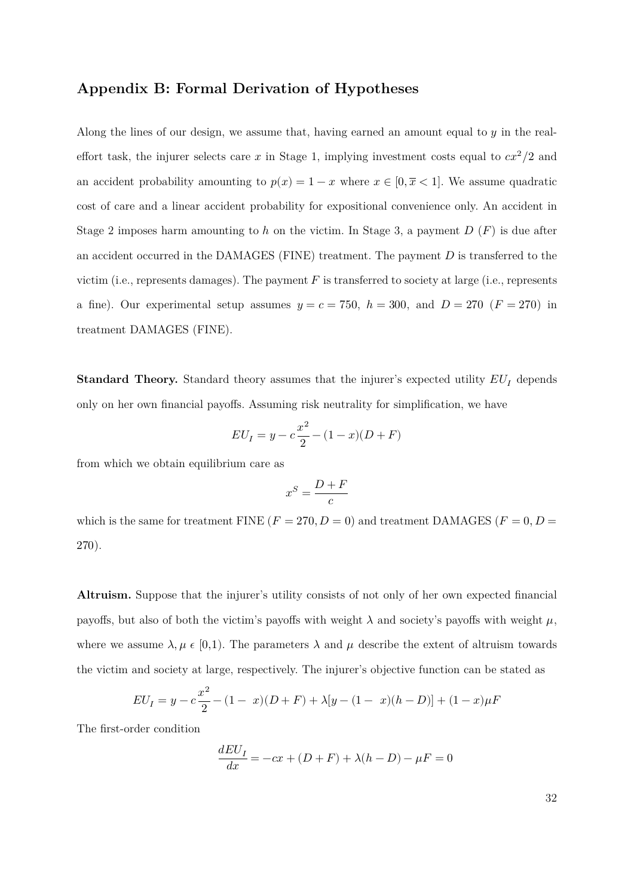## Appendix B: Formal Derivation of Hypotheses

Along the lines of our design, we assume that, having earned an amount equal to $y$ in the real-effort task, the injurer selects care $x$ in Stage 1, implying investment costs equal to $cx^2/2$ and an accident probability amounting to $p(x) = 1 - x$ where $x \in [0, \overline{x} < 1]$. We assume quadratic cost of care and a linear accident probability for expositional convenience only. An accident in Stage 2 imposes harm amounting to $h$ on the victim. In Stage 3, a payment $D$ ($F$) is due after an accident occurred in the DAMAGES (FINE) treatment. The payment $D$ is transferred to the victim (i.e., represents damages). The payment $F$ is transferred to society at large (i.e., represents a fine). Our experimental setup assumes $y = c = 750,\ h = 300,$ and $D = 270$ $(F = 270)$ in treatment DAMAGES (FINE).

**Standard Theory.** Standard theory assumes that the injurer's expected utility $EU_I$ depends only on her own financial payoffs. Assuming risk neutrality for simplification, we have

$$EU_I = y - c\frac{x^2}{2} - (1-x)(D+F)$$

from which we obtain equilibrium care as

$$x^S = \frac{D+F}{c}$$

which is the same for treatment FINE ($F = 270, D = 0$) and treatment DAMAGES ($F = 0, D = 270$).

**Altruism.** Suppose that the injurer's utility consists of not only of her own expected financial payoffs, but also of both the victim's payoffs with weight $\lambda$ and society's payoffs with weight $\mu$, where we assume $\lambda, \mu \in [0,1)$. The parameters $\lambda$ and $\mu$ describe the extent of altruism towards the victim and society at large, respectively. The injurer's objective function can be stated as

$$EU_I = y - c\frac{x^2}{2} - (1-\ x)(D+F) + \lambda[y - (1-\ x)(h-D)] + (1-x)\mu F$$

The first-order condition

$$\frac{dEU_I}{dx} = -cx + (D+F) + \lambda(h-D) - \mu F = 0$$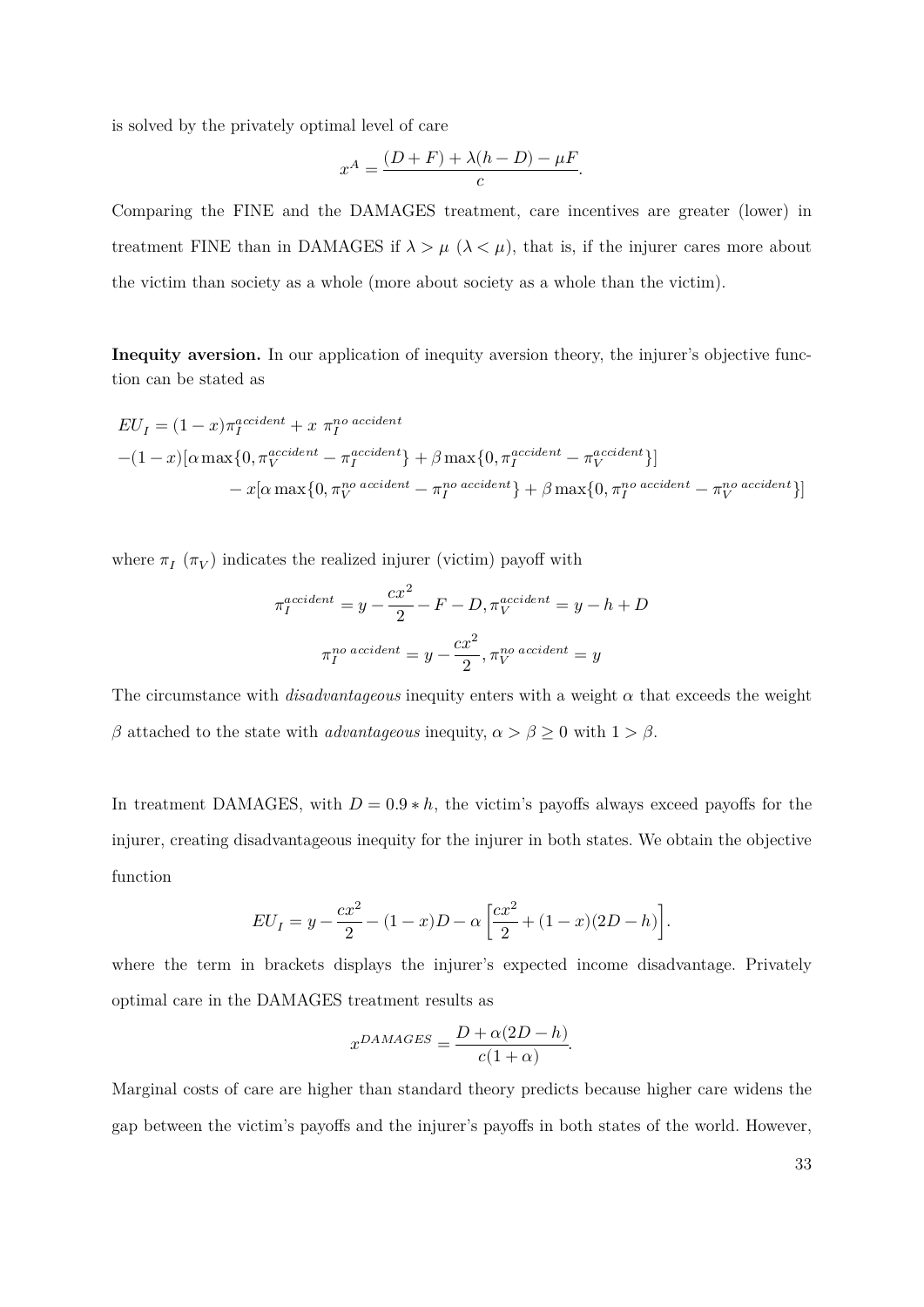is solved by the privately optimal level of care

$$x^A = \frac{(D+F) + \lambda(h-D) - \mu F}{c}.$$

Comparing the FINE and the DAMAGES treatment, care incentives are greater (lower) in treatment FINE than in DAMAGES if $\lambda > \mu$ ($\lambda < \mu$), that is, if the injurer cares more about the victim than society as a whole (more about society as a whole than the victim).

**Inequity aversion.** In our application of inequity aversion theory, the injurer's objective function can be stated as

$$\begin{aligned} EU_I &= (1-x)\pi_I^{accident} + x\ \pi_I^{no\ accident} \\ &-(1-x)[\alpha \max\{0, \pi_V^{accident} - \pi_I^{accident}\} + \beta \max\{0, \pi_I^{accident} - \pi_V^{accident}\}] \\ &\quad - x[\alpha \max\{0, \pi_V^{no\ accident} - \pi_I^{no\ accident}\} + \beta \max\{0, \pi_I^{no\ accident} - \pi_V^{no\ accident}\}] \end{aligned}$$

where $\pi_I$ ($\pi_V$) indicates the realized injurer (victim) payoff with

$$\pi_I^{accident} = y - \frac{cx^2}{2} - F - D, \pi_V^{accident} = y - h + D$$

$$\pi_I^{no\ accident} = y - \frac{cx^2}{2}, \pi_V^{no\ accident} = y$$

The circumstance with *disadvantageous* inequity enters with a weight $\alpha$ that exceeds the weight $\beta$ attached to the state with *advantageous* inequity, $\alpha > \beta \geq 0$ with $1 > \beta$.

In treatment DAMAGES, with $D = 0.9 * h$, the victim's payoffs always exceed payoffs for the injurer, creating disadvantageous inequity for the injurer in both states. We obtain the objective function

$$EU_I = y - \frac{cx^2}{2} - (1-x)D - \alpha\left[\frac{cx^2}{2} + (1-x)(2D-h)\right].$$

where the term in brackets displays the injurer's expected income disadvantage. Privately optimal care in the DAMAGES treatment results as

$$x^{DAMAGES} = \frac{D + \alpha(2D-h)}{c(1+\alpha)}.$$

Marginal costs of care are higher than standard theory predicts because higher care widens the gap between the victim's payoffs and the injurer's payoffs in both states of the world. However,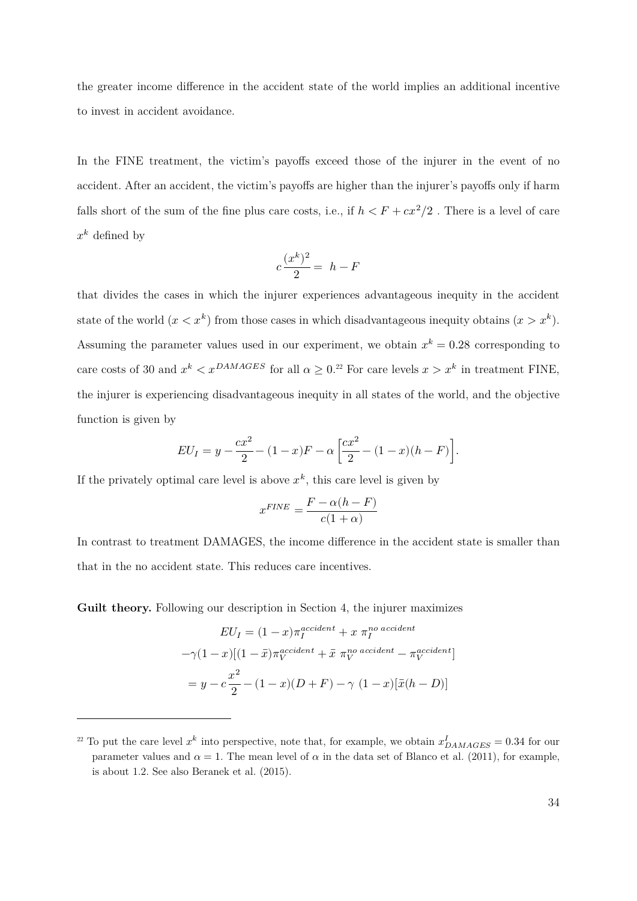the greater income difference in the accident state of the world implies an additional incentive to invest in accident avoidance.

In the FINE treatment, the victim's payoffs exceed those of the injurer in the event of no accident. After an accident, the victim's payoffs are higher than the injurer's payoffs only if harm falls short of the sum of the fine plus care costs, i.e., if $h < F + cx^2/2$ . There is a level of care $x^k$ defined by

$$c\frac{(x^k)^2}{2} = h - F$$

that divides the cases in which the injurer experiences advantageous inequity in the accident state of the world ($x < x^k$) from those cases in which disadvantageous inequity obtains ($x > x^k$). Assuming the parameter values used in our experiment, we obtain $x^k = 0.28$ corresponding to care costs of 30 and $x^k < x^{DAMAGES}$ for all $\alpha \geq 0$.[22] For care levels $x > x^k$ in treatment FINE, the injurer is experiencing disadvantageous inequity in all states of the world, and the objective function is given by

$$EU_I = y - \frac{cx^2}{2} - (1-x)F - \alpha\left[\frac{cx^2}{2} - (1-x)(h-F)\right].$$

If the privately optimal care level is above $x^k$, this care level is given by

$$x^{FINE} = \frac{F - \alpha(h-F)}{c(1+\alpha)}$$

In contrast to treatment DAMAGES, the income difference in the accident state is smaller than that in the no accident state. This reduces care incentives.

**Guilt theory.** Following our description in Section 4, the injurer maximizes

$$\begin{aligned}EU_I &= (1-x)\pi_I^{accident} + x\ \pi_I^{no\ accident} \\ &-\gamma(1-x)[(1-\bar{x})\pi_V^{accident} + \bar{x}\ \pi_V^{no\ accident} - \pi_V^{accident}] \\ &= y - c\frac{x^2}{2} - (1-x)(D+F) - \gamma\ (1-x)[\bar{x}(h-D)]\end{aligned}$$

[22] To put the care level $x^k$ into perspective, note that, for example, we obtain $x^I_{DAMAGES} = 0.34$ for our parameter values and $\alpha = 1$. The mean level of $\alpha$ in the data set of Blanco et al. (2011), for example, is about 1.2. See also Beranek et al. (2015).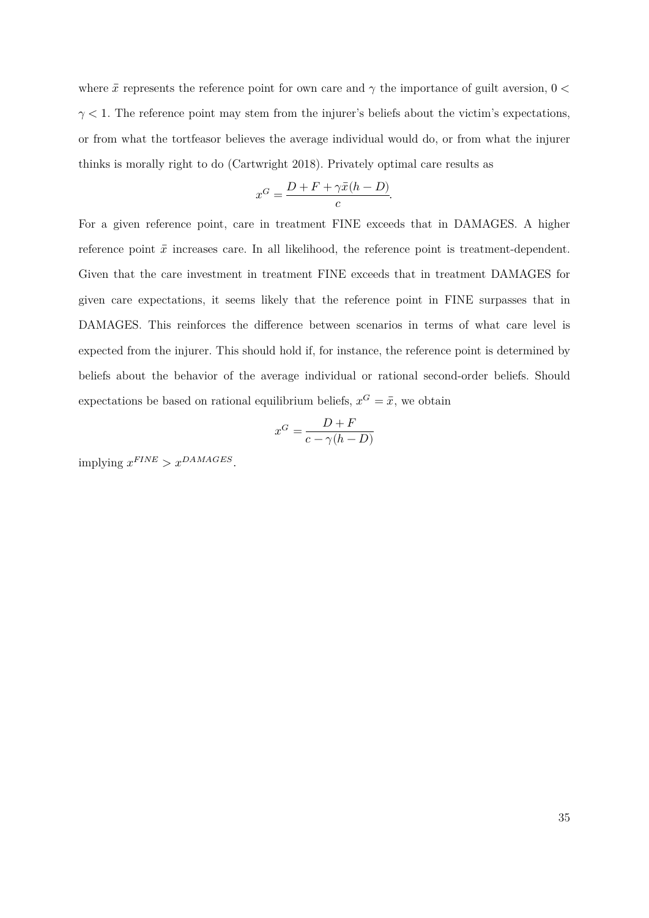where $\bar{x}$ represents the reference point for own care and $\gamma$ the importance of guilt aversion, $0 < \gamma < 1$. The reference point may stem from the injurer's beliefs about the victim's expectations, or from what the tortfeasor believes the average individual would do, or from what the injurer thinks is morally right to do (Cartwright 2018). Privately optimal care results as

$$x^G = \frac{D + F + \gamma \bar{x}(h - D)}{c}.$$

For a given reference point, care in treatment FINE exceeds that in DAMAGES. A higher reference point $\bar{x}$ increases care. In all likelihood, the reference point is treatment-dependent. Given that the care investment in treatment FINE exceeds that in treatment DAMAGES for given care expectations, it seems likely that the reference point in FINE surpasses that in DAMAGES. This reinforces the difference between scenarios in terms of what care level is expected from the injurer. This should hold if, for instance, the reference point is determined by beliefs about the behavior of the average individual or rational second-order beliefs. Should expectations be based on rational equilibrium beliefs, $x^G = \bar{x}$, we obtain

$$x^G = \frac{D + F}{c - \gamma(h - D)}$$

implying $x^{FINE} > x^{DAMAGES}$.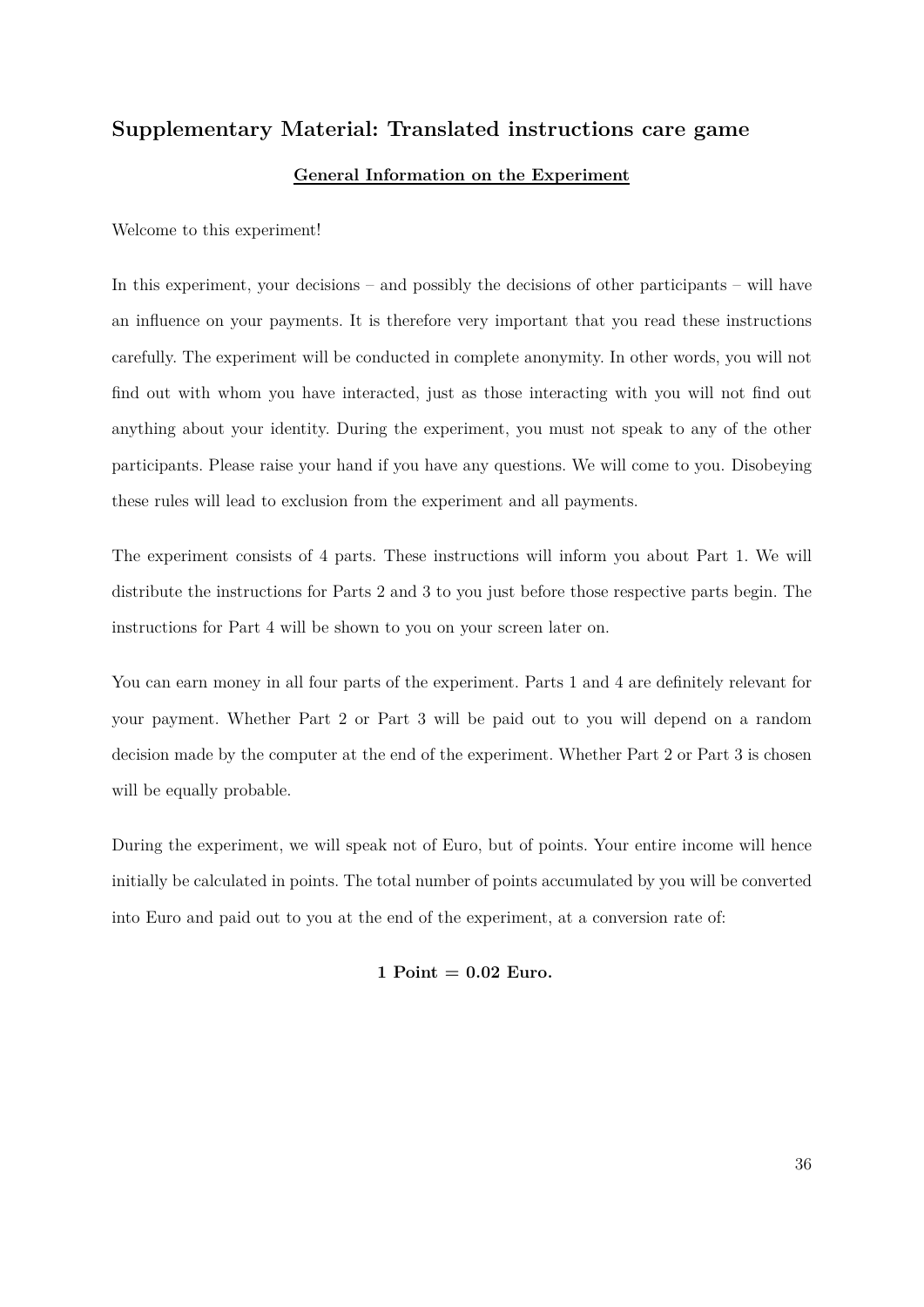## Supplementary Material: Translated instructions care game

**General Information on the Experiment**

Welcome to this experiment!

In this experiment, your decisions – and possibly the decisions of other participants – will have an influence on your payments. It is therefore very important that you read these instructions carefully. The experiment will be conducted in complete anonymity. In other words, you will not find out with whom you have interacted, just as those interacting with you will not find out anything about your identity. During the experiment, you must not speak to any of the other participants. Please raise your hand if you have any questions. We will come to you. Disobeying these rules will lead to exclusion from the experiment and all payments.

The experiment consists of 4 parts. These instructions will inform you about Part 1. We will distribute the instructions for Parts 2 and 3 to you just before those respective parts begin. The instructions for Part 4 will be shown to you on your screen later on.

You can earn money in all four parts of the experiment. Parts 1 and 4 are definitely relevant for your payment. Whether Part 2 or Part 3 will be paid out to you will depend on a random decision made by the computer at the end of the experiment. Whether Part 2 or Part 3 is chosen will be equally probable.

During the experiment, we will speak not of Euro, but of points. Your entire income will hence initially be calculated in points. The total number of points accumulated by you will be converted into Euro and paid out to you at the end of the experiment, at a conversion rate of:

**1 Point = 0.02 Euro.**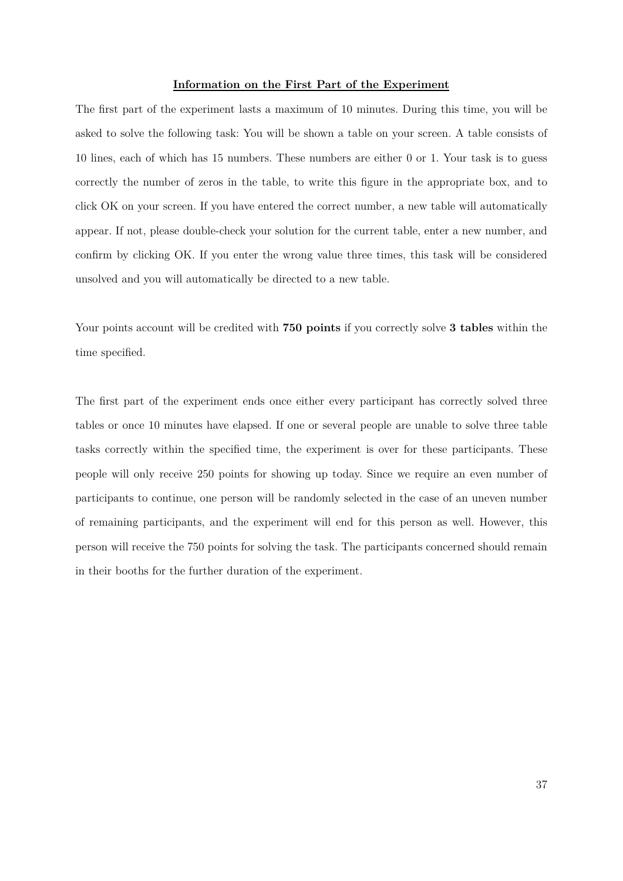## Information on the First Part of the Experiment

The first part of the experiment lasts a maximum of 10 minutes. During this time, you will be asked to solve the following task: You will be shown a table on your screen. A table consists of 10 lines, each of which has 15 numbers. These numbers are either 0 or 1. Your task is to guess correctly the number of zeros in the table, to write this figure in the appropriate box, and to click OK on your screen. If you have entered the correct number, a new table will automatically appear. If not, please double-check your solution for the current table, enter a new number, and confirm by clicking OK. If you enter the wrong value three times, this task will be considered unsolved and you will automatically be directed to a new table.

Your points account will be credited with **750 points** if you correctly solve **3 tables** within the time specified.

The first part of the experiment ends once either every participant has correctly solved three tables or once 10 minutes have elapsed. If one or several people are unable to solve three table tasks correctly within the specified time, the experiment is over for these participants. These people will only receive 250 points for showing up today. Since we require an even number of participants to continue, one person will be randomly selected in the case of an uneven number of remaining participants, and the experiment will end for this person as well. However, this person will receive the 750 points for solving the task. The participants concerned should remain in their booths for the further duration of the experiment.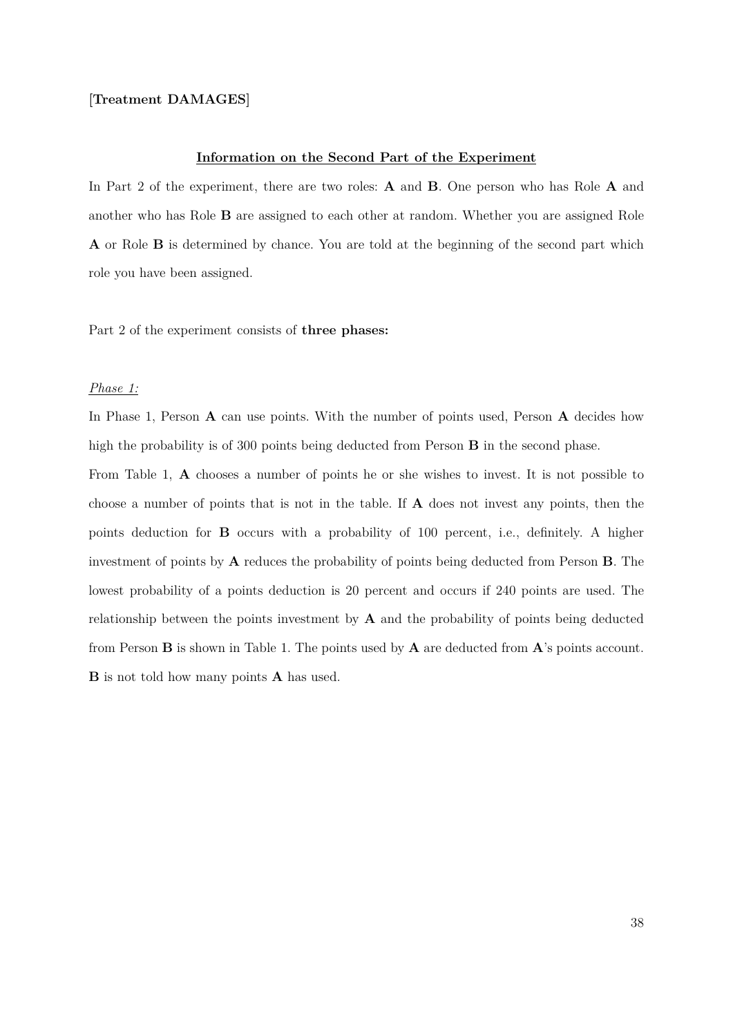[**Treatment DAMAGES**]

## **Information on the Second Part of the Experiment**

In Part 2 of the experiment, there are two roles: **A** and **B**. One person who has Role **A** and another who has Role **B** are assigned to each other at random. Whether you are assigned Role **A** or Role **B** is determined by chance. You are told at the beginning of the second part which role you have been assigned.

Part 2 of the experiment consists of **three phases:**

*Phase 1:*

In Phase 1, Person **A** can use points. With the number of points used, Person **A** decides how high the probability is of 300 points being deducted from Person **B** in the second phase.

From Table 1, **A** chooses a number of points he or she wishes to invest. It is not possible to choose a number of points that is not in the table. If **A** does not invest any points, then the points deduction for **B** occurs with a probability of 100 percent, i.e., definitely. A higher investment of points by **A** reduces the probability of points being deducted from Person **B**. The lowest probability of a points deduction is 20 percent and occurs if 240 points are used. The relationship between the points investment by **A** and the probability of points being deducted from Person **B** is shown in Table 1. The points used by **A** are deducted from **A**'s points account. **B** is not told how many points **A** has used.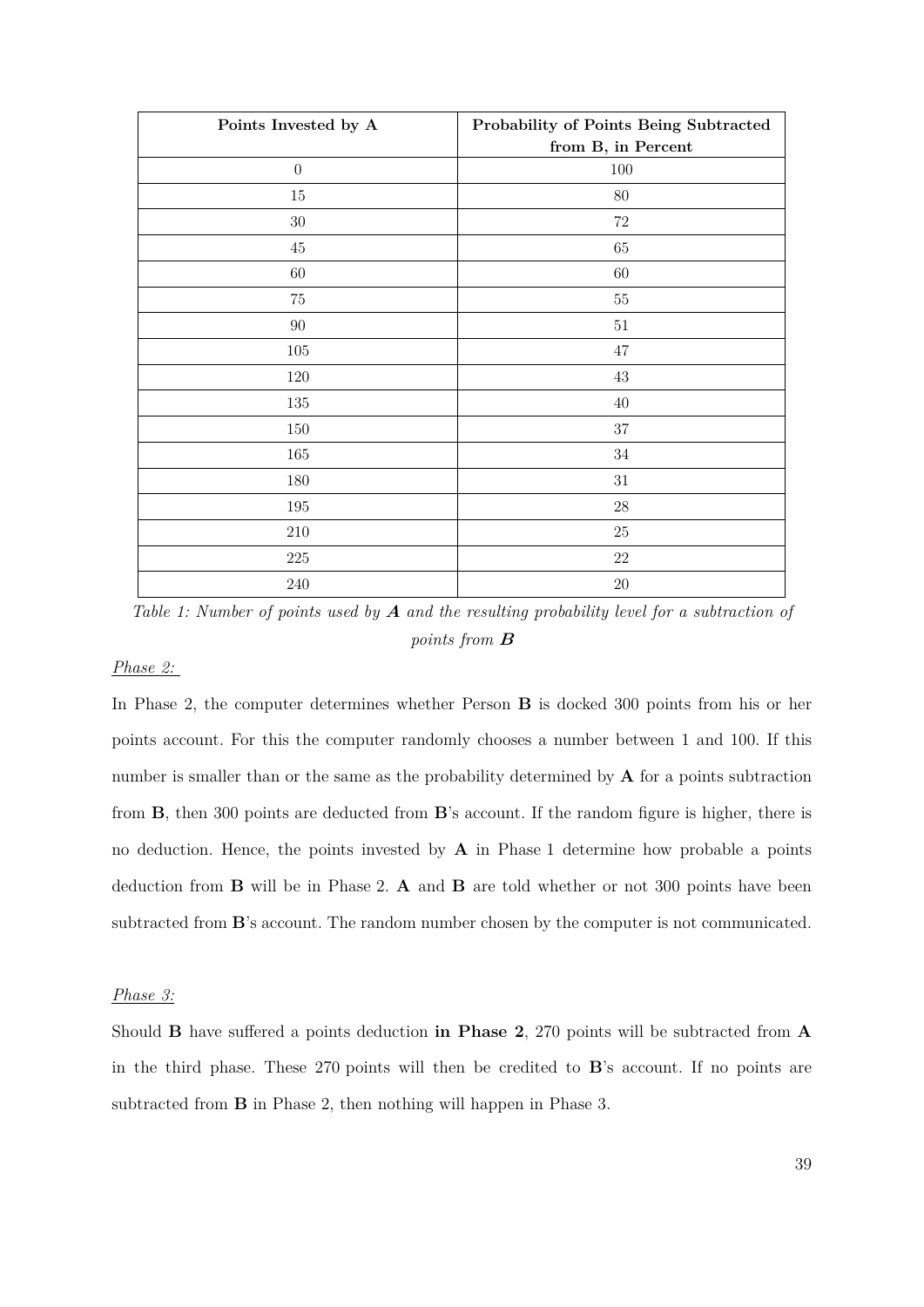| **Points Invested by A** | **Probability of Points Being Subtracted from B, in Percent** |
| --- | --- |
| 0 | 100 |
| 15 | 80 |
| 30 | 72 |
| 45 | 65 |
| 60 | 60 |
| 75 | 55 |
| 90 | 51 |
| 105 | 47 |
| 120 | 43 |
| 135 | 40 |
| 150 | 37 |
| 165 | 34 |
| 180 | 31 |
| 195 | 28 |
| 210 | 25 |
| 225 | 22 |
| 240 | 20 |

*Table 1: Number of points used by **A** and the resulting probability level for a subtraction of points from **B***

*Phase 2:*

In Phase 2, the computer determines whether Person **B** is docked 300 points from his or her points account. For this the computer randomly chooses a number between 1 and 100. If this number is smaller than or the same as the probability determined by **A** for a points subtraction from **B**, then 300 points are deducted from **B**'s account. If the random figure is higher, there is no deduction. Hence, the points invested by **A** in Phase 1 determine how probable a points deduction from **B** will be in Phase 2. **A** and **B** are told whether or not 300 points have been subtracted from **B**'s account. The random number chosen by the computer is not communicated.

*Phase 3:*

Should **B** have suffered a points deduction **in Phase 2**, 270 points will be subtracted from **A** in the third phase. These 270 points will then be credited to **B**'s account. If no points are subtracted from **B** in Phase 2, then nothing will happen in Phase 3.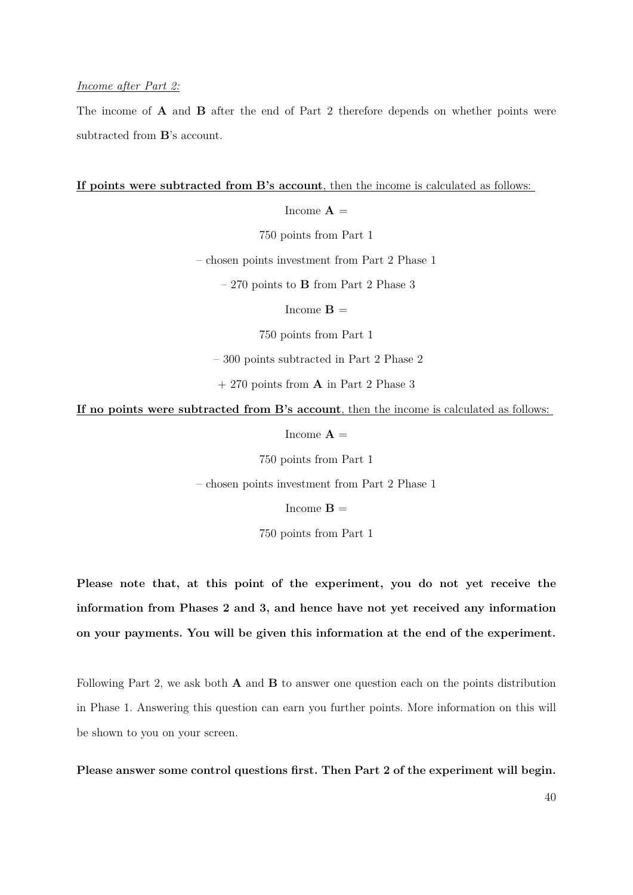*Income after Part 2:*

The income of **A** and **B** after the end of Part 2 therefore depends on whether points were subtracted from **B**'s account.

<u>**If points were subtracted from B's account**, then the income is calculated as follows:</u>

Income **A** =

750 points from Part 1

– chosen points investment from Part 2 Phase 1

– 270 points to **B** from Part 2 Phase 3

Income **B** =

750 points from Part 1

– 300 points subtracted in Part 2 Phase 2

+ 270 points from **A** in Part 2 Phase 3

<u>**If no points were subtracted from B's account**, then the income is calculated as follows:</u>

Income **A** =

750 points from Part 1

– chosen points investment from Part 2 Phase 1

Income **B** =

750 points from Part 1

**Please note that, at this point of the experiment, you do not yet receive the information from Phases 2 and 3, and hence have not yet received any information on your payments. You will be given this information at the end of the experiment.**

Following Part 2, we ask both **A** and **B** to answer one question each on the points distribution in Phase 1. Answering this question can earn you further points. More information on this will be shown to you on your screen.

**Please answer some control questions first. Then Part 2 of the experiment will begin.**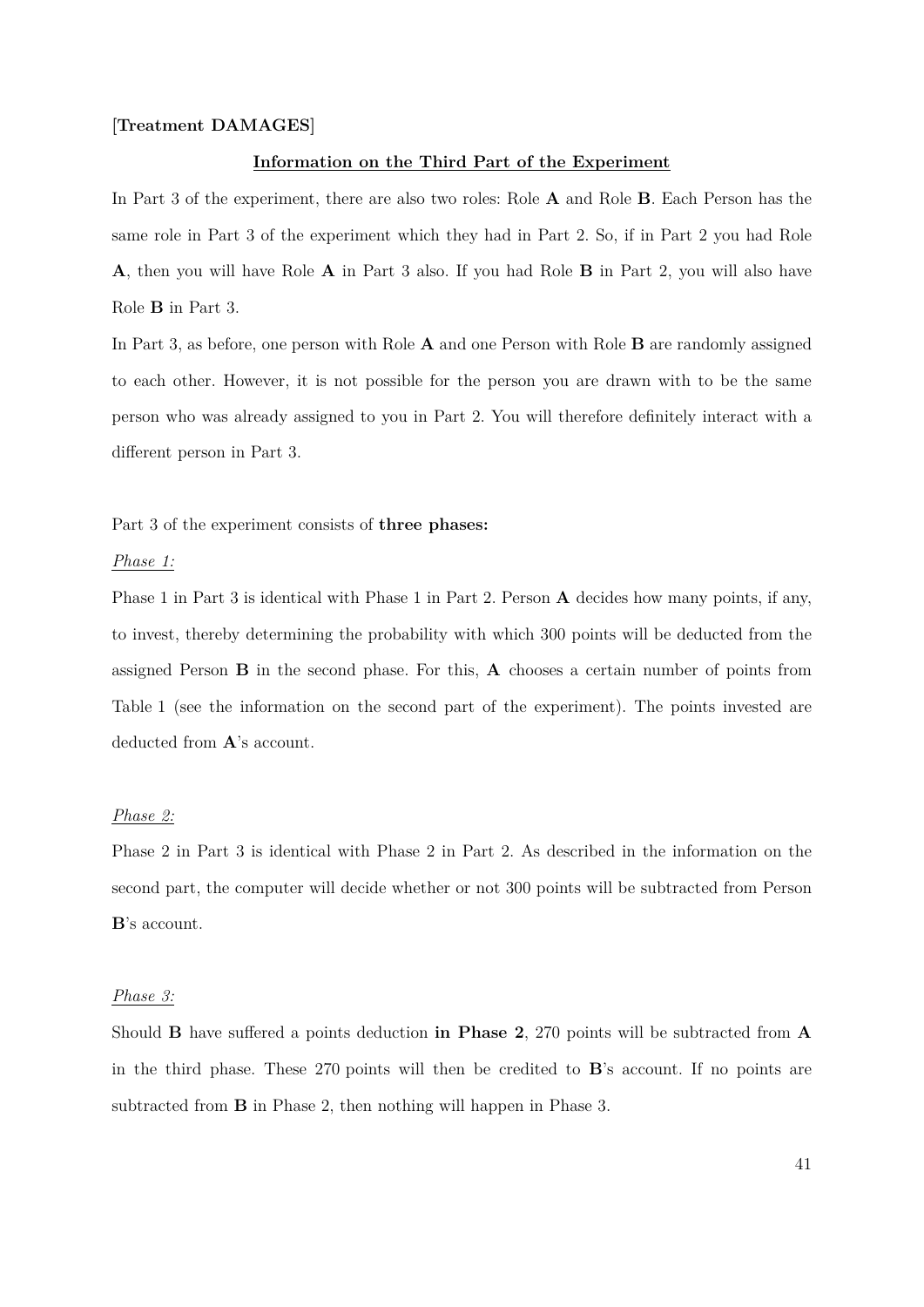**[Treatment DAMAGES]**

**Information on the Third Part of the Experiment**

In Part 3 of the experiment, there are also two roles: Role **A** and Role **B**. Each Person has the same role in Part 3 of the experiment which they had in Part 2. So, if in Part 2 you had Role **A**, then you will have Role **A** in Part 3 also. If you had Role **B** in Part 2, you will also have Role **B** in Part 3.

In Part 3, as before, one person with Role **A** and one Person with Role **B** are randomly assigned to each other. However, it is not possible for the person you are drawn with to be the same person who was already assigned to you in Part 2. You will therefore definitely interact with a different person in Part 3.

Part 3 of the experiment consists of **three phases:**

*Phase 1:*

Phase 1 in Part 3 is identical with Phase 1 in Part 2. Person **A** decides how many points, if any, to invest, thereby determining the probability with which 300 points will be deducted from the assigned Person **B** in the second phase. For this, **A** chooses a certain number of points from Table 1 (see the information on the second part of the experiment). The points invested are deducted from **A**'s account.

*Phase 2:*

Phase 2 in Part 3 is identical with Phase 2 in Part 2. As described in the information on the second part, the computer will decide whether or not 300 points will be subtracted from Person **B**'s account.

*Phase 3:*

Should **B** have suffered a points deduction **in Phase 2**, 270 points will be subtracted from **A** in the third phase. These 270 points will then be credited to **B**'s account. If no points are subtracted from **B** in Phase 2, then nothing will happen in Phase 3.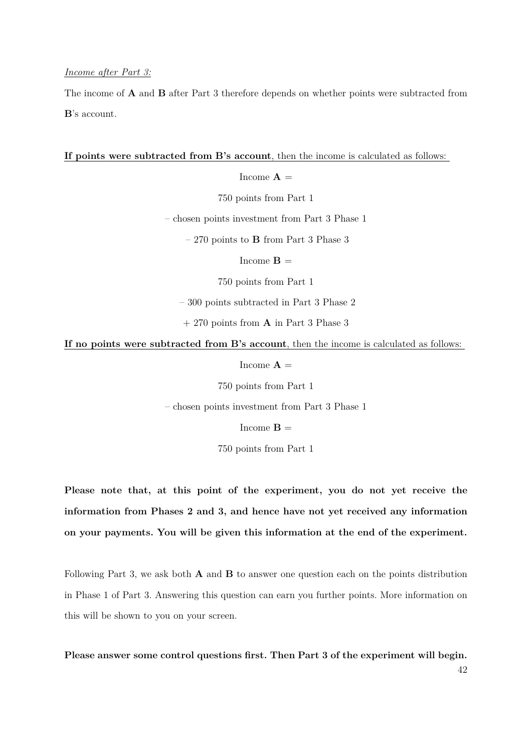*Income after Part 3:*

The income of **A** and **B** after Part 3 therefore depends on whether points were subtracted from **B**'s account.

<u>**If points were subtracted from B's account**, then the income is calculated as follows:</u>

Income **A** =

750 points from Part 1

– chosen points investment from Part 3 Phase 1

– 270 points to **B** from Part 3 Phase 3

Income **B** =

750 points from Part 1

– 300 points subtracted in Part 3 Phase 2

+ 270 points from **A** in Part 3 Phase 3

<u>**If no points were subtracted from B's account**, then the income is calculated as follows:</u>

Income **A** =

750 points from Part 1

– chosen points investment from Part 3 Phase 1

Income **B** =

750 points from Part 1

**Please note that, at this point of the experiment, you do not yet receive the information from Phases 2 and 3, and hence have not yet received any information on your payments. You will be given this information at the end of the experiment.**

Following Part 3, we ask both **A** and **B** to answer one question each on the points distribution in Phase 1 of Part 3. Answering this question can earn you further points. More information on this will be shown to you on your screen.

**Please answer some control questions first. Then Part 3 of the experiment will begin.**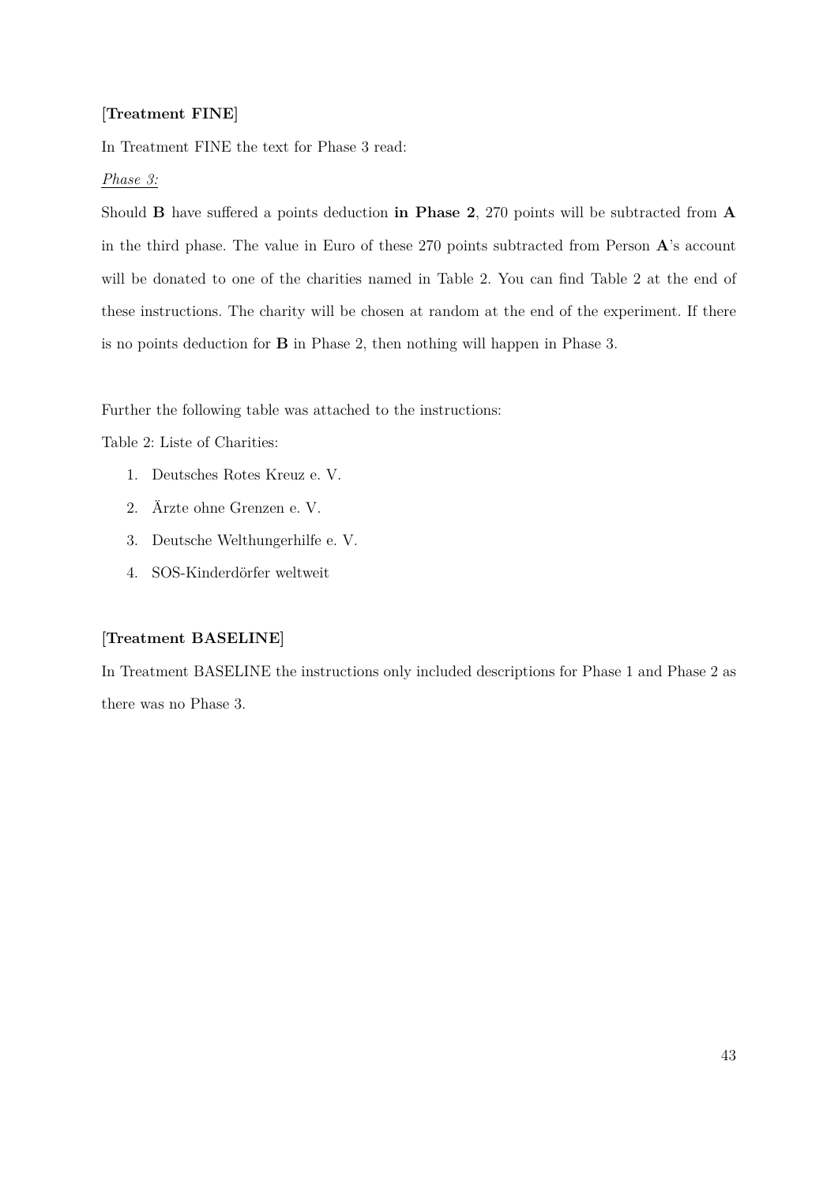**[Treatment FINE]**

In Treatment FINE the text for Phase 3 read:

*Phase 3:*

Should **B** have suffered a points deduction **in Phase 2**, 270 points will be subtracted from **A** in the third phase. The value in Euro of these 270 points subtracted from Person **A**'s account will be donated to one of the charities named in Table 2. You can find Table 2 at the end of these instructions. The charity will be chosen at random at the end of the experiment. If there is no points deduction for **B** in Phase 2, then nothing will happen in Phase 3.

Further the following table was attached to the instructions:

Table 2: Liste of Charities:

1. Deutsches Rotes Kreuz e. V.
2. Ärzte ohne Grenzen e. V.
3. Deutsche Welthungerhilfe e. V.
4. SOS-Kinderdörfer weltweit

**[Treatment BASELINE]**

In Treatment BASELINE the instructions only included descriptions for Phase 1 and Phase 2 as there was no Phase 3.